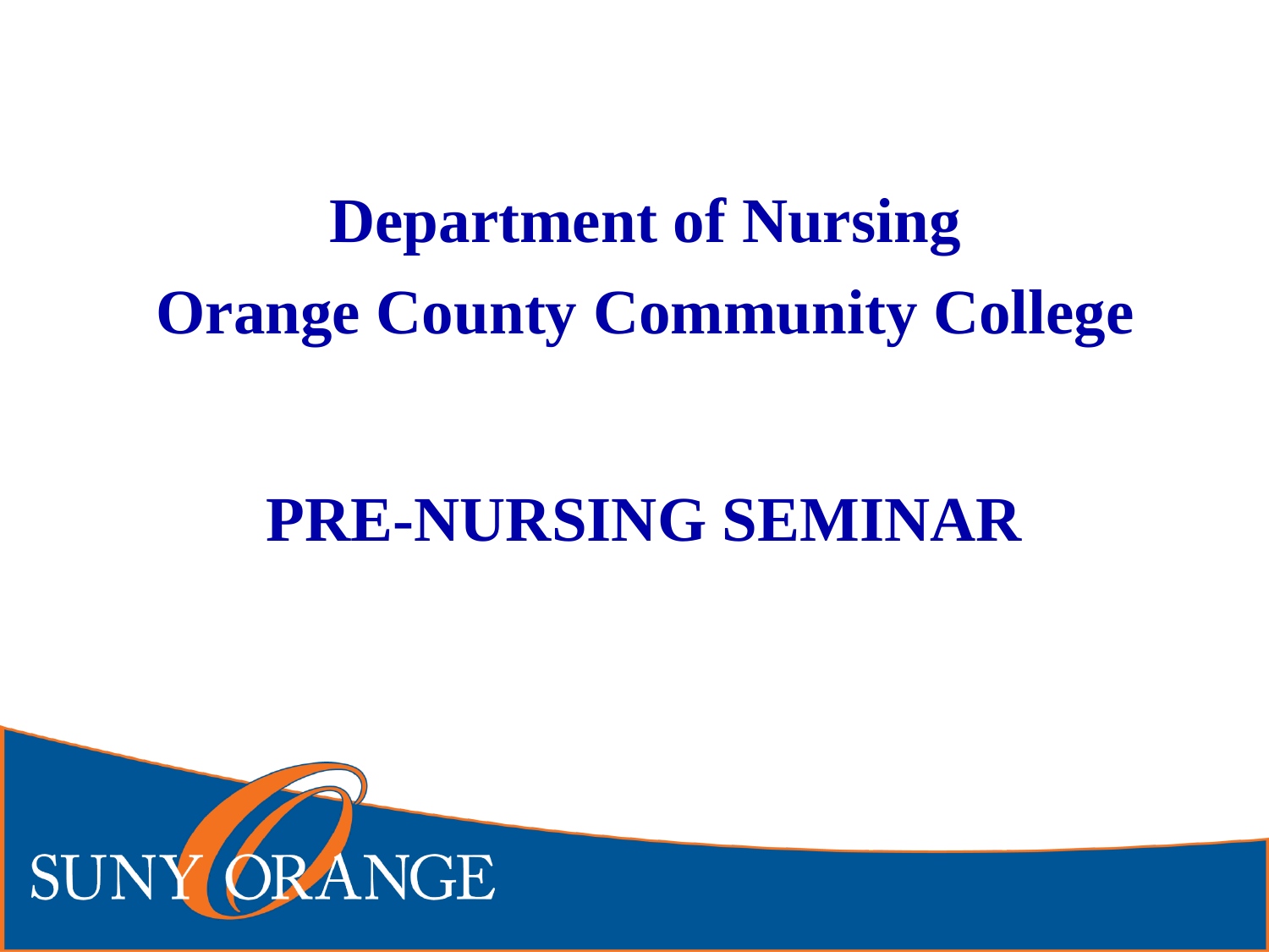# Department of Nursing
# Orange County Community College

# PRE-NURSING SEMINAR

SUNY ORANGE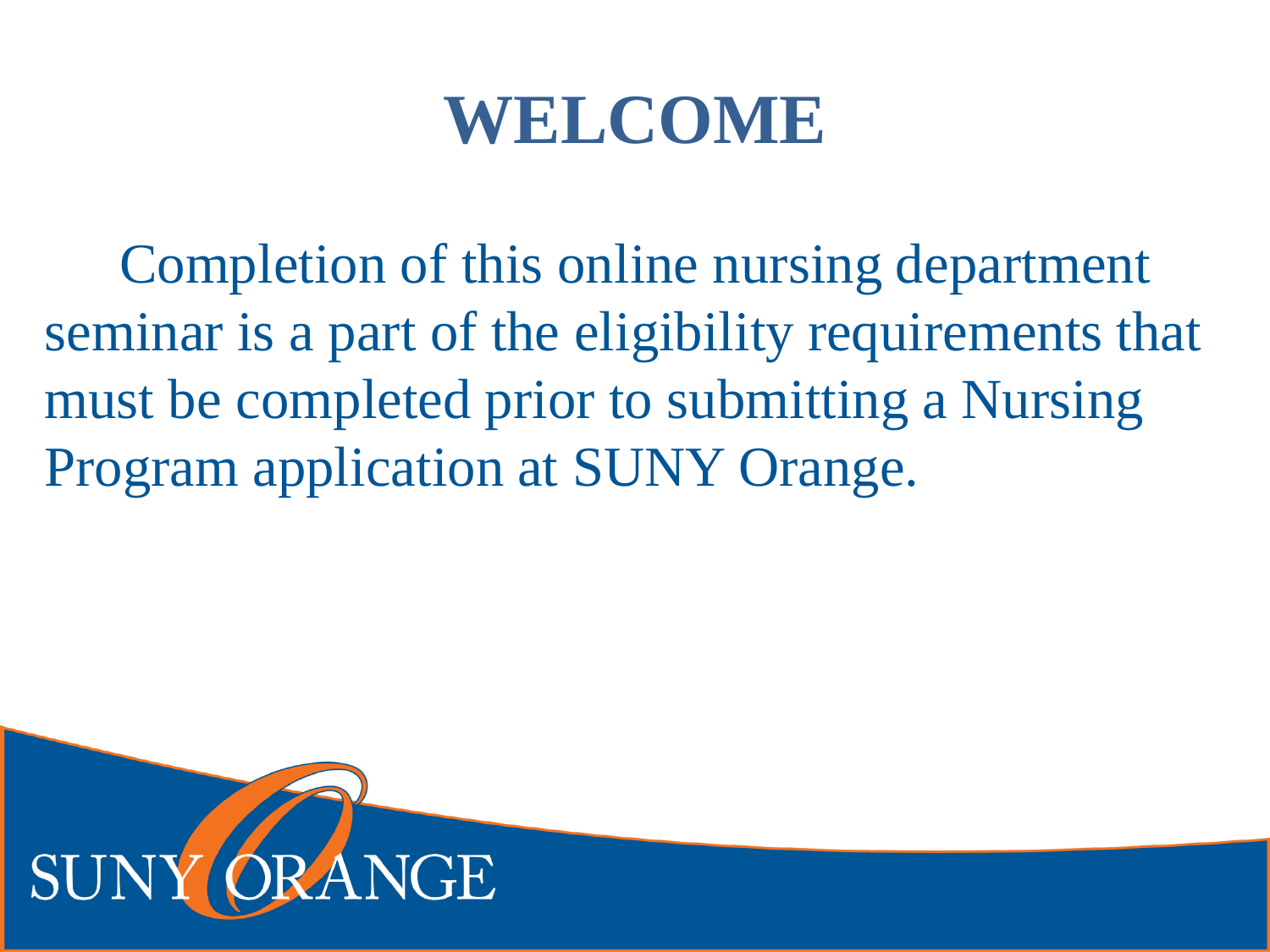# WELCOME

Completion of this online nursing department seminar is a part of the eligibility requirements that must be completed prior to submitting a Nursing Program application at SUNY Orange.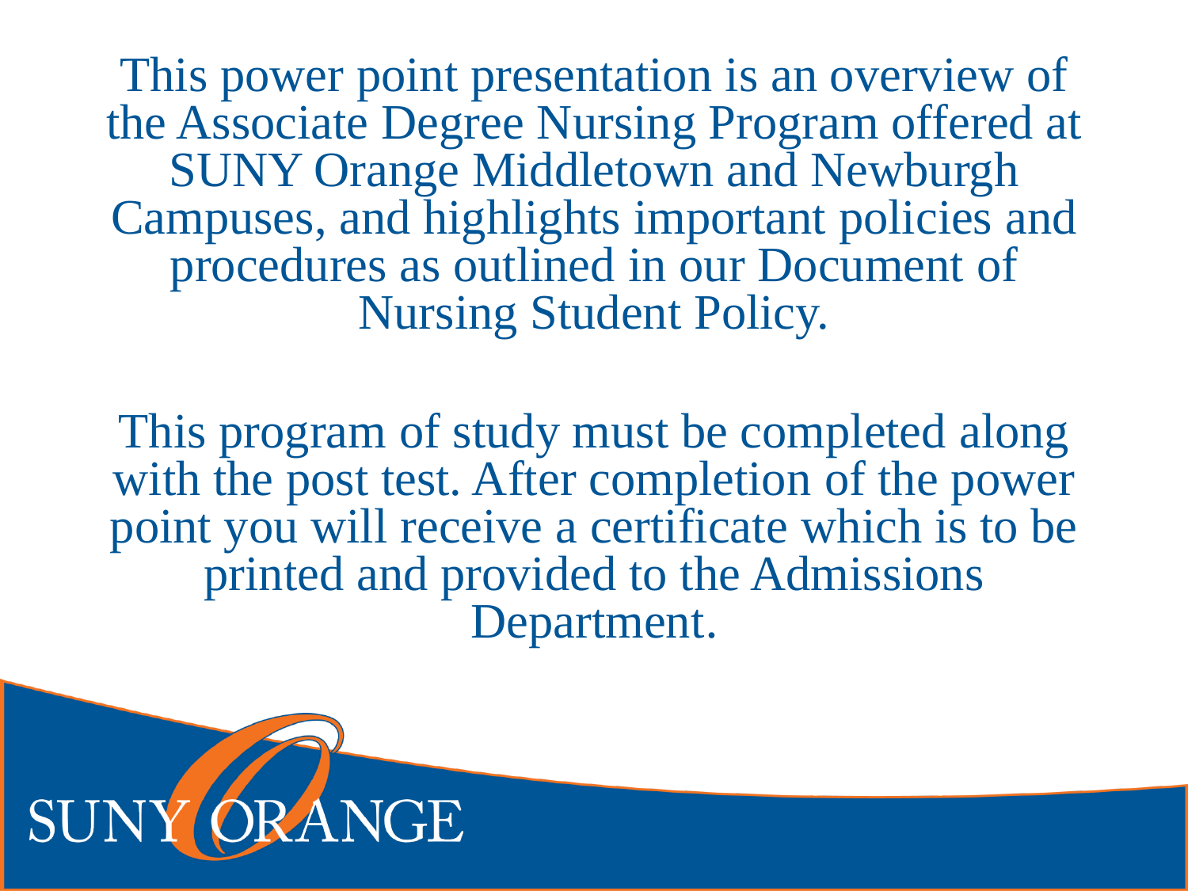This power point presentation is an overview of the Associate Degree Nursing Program offered at SUNY Orange Middletown and Newburgh Campuses, and highlights important policies and procedures as outlined in our Document of Nursing Student Policy.

This program of study must be completed along with the post test. After completion of the power point you will receive a certificate which is to be printed and provided to the Admissions Department.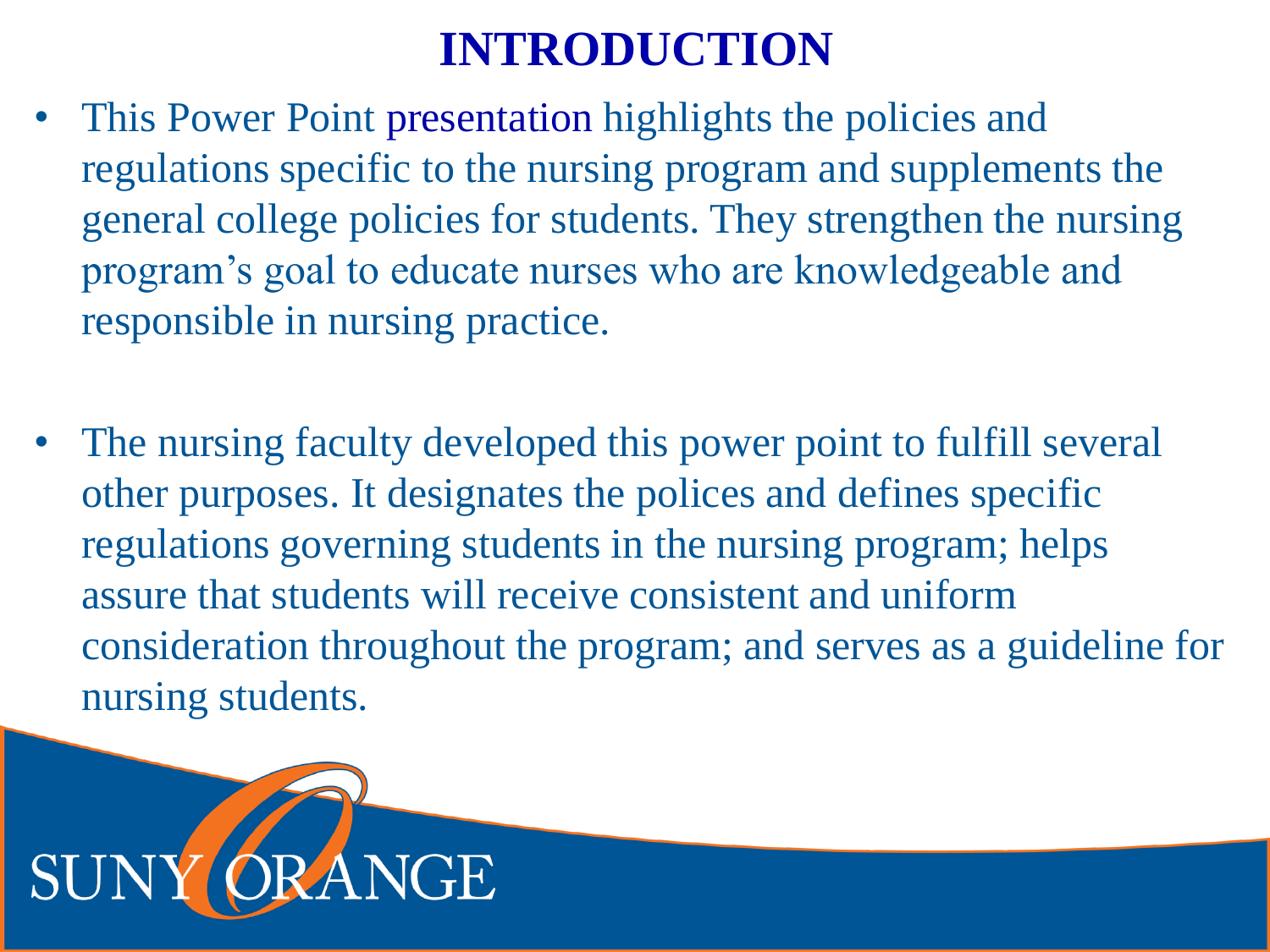# INTRODUCTION

- This Power Point presentation highlights the policies and regulations specific to the nursing program and supplements the general college policies for students. They strengthen the nursing program's goal to educate nurses who are knowledgeable and responsible in nursing practice.

- The nursing faculty developed this power point to fulfill several other purposes. It designates the polices and defines specific regulations governing students in the nursing program; helps assure that students will receive consistent and uniform consideration throughout the program; and serves as a guideline for nursing students.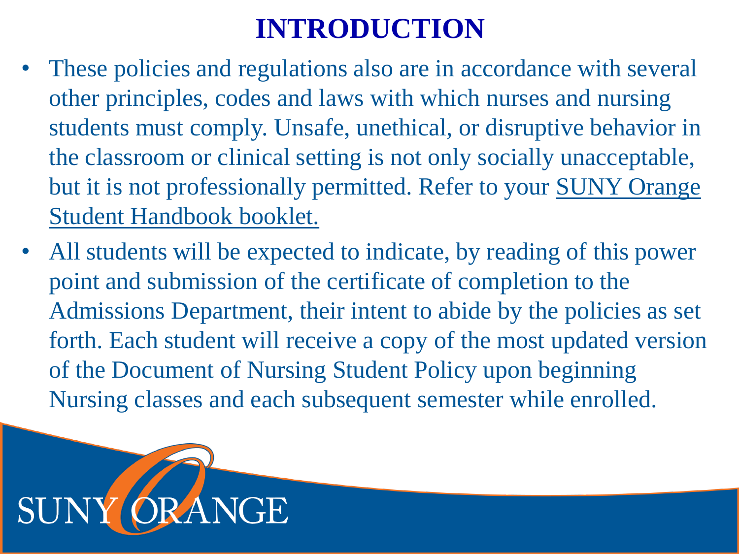# INTRODUCTION

- These policies and regulations also are in accordance with several other principles, codes and laws with which nurses and nursing students must comply. Unsafe, unethical, or disruptive behavior in the classroom or clinical setting is not only socially unacceptable, but it is not professionally permitted. Refer to your SUNY Orange Student Handbook booklet.
- All students will be expected to indicate, by reading of this power point and submission of the certificate of completion to the Admissions Department, their intent to abide by the policies as set forth. Each student will receive a copy of the most updated version of the Document of Nursing Student Policy upon beginning Nursing classes and each subsequent semester while enrolled.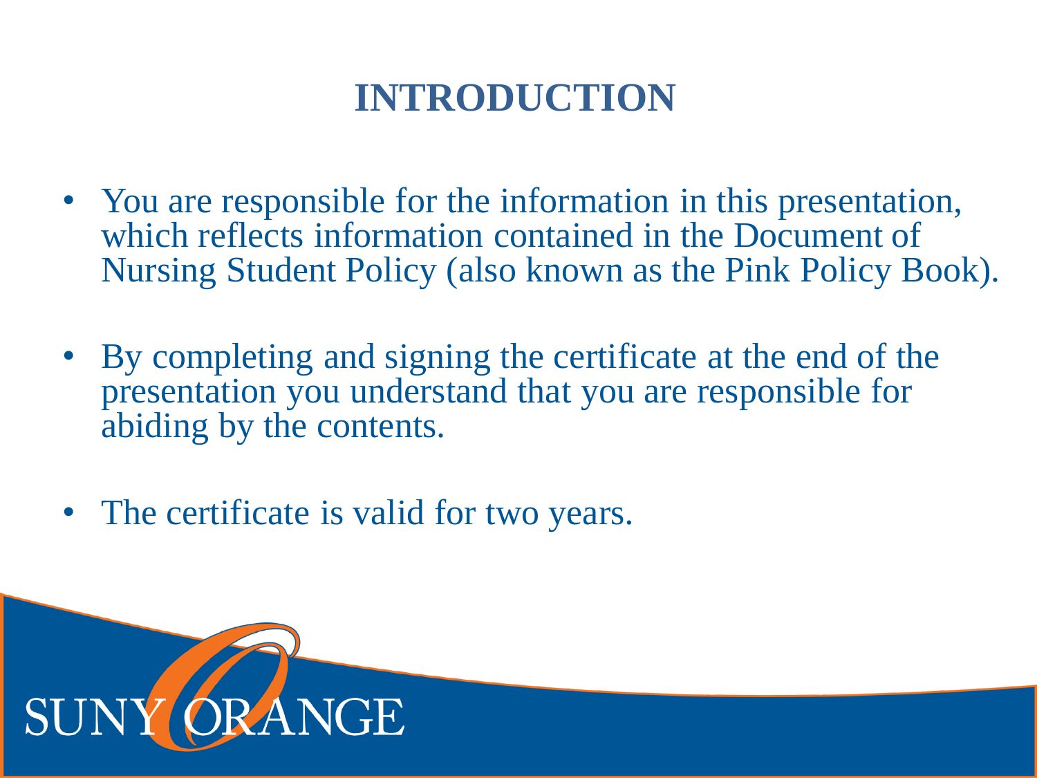# INTRODUCTION

- You are responsible for the information in this presentation, which reflects information contained in the Document of Nursing Student Policy (also known as the Pink Policy Book).
- By completing and signing the certificate at the end of the presentation you understand that you are responsible for abiding by the contents.
- The certificate is valid for two years.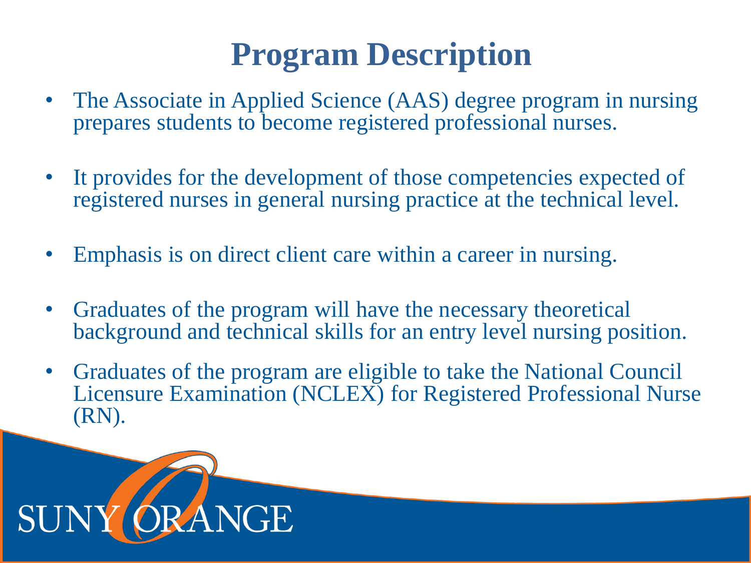# Program Description

- The Associate in Applied Science (AAS) degree program in nursing prepares students to become registered professional nurses.
- It provides for the development of those competencies expected of registered nurses in general nursing practice at the technical level.
- Emphasis is on direct client care within a career in nursing.
- Graduates of the program will have the necessary theoretical background and technical skills for an entry level nursing position.
- Graduates of the program are eligible to take the National Council Licensure Examination (NCLEX) for Registered Professional Nurse (RN).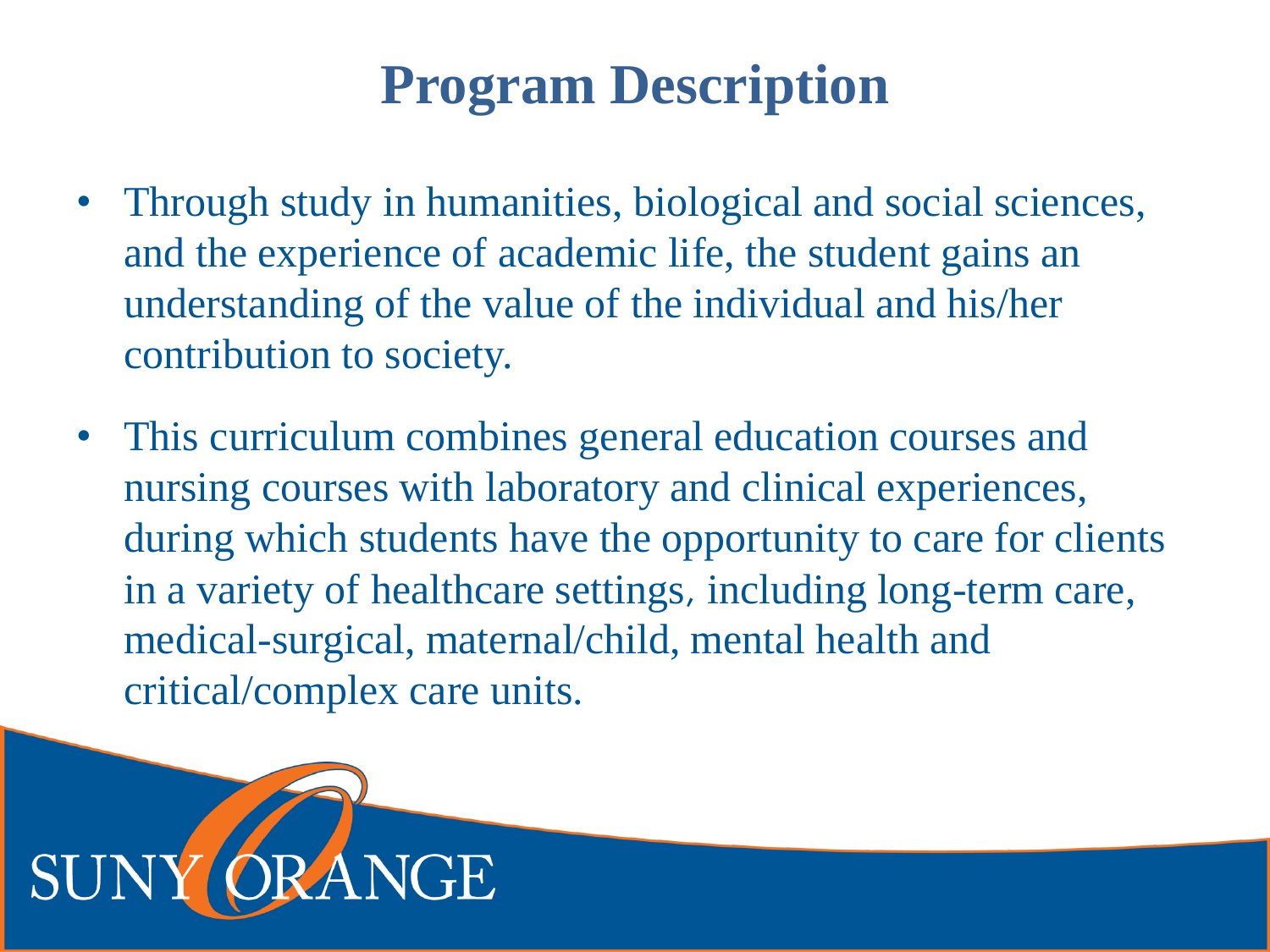# Program Description

- Through study in humanities, biological and social sciences, and the experience of academic life, the student gains an understanding of the value of the individual and his/her contribution to society.
- This curriculum combines general education courses and nursing courses with laboratory and clinical experiences, during which students have the opportunity to care for clients in a variety of healthcare settings, including long-term care, medical-surgical, maternal/child, mental health and critical/complex care units.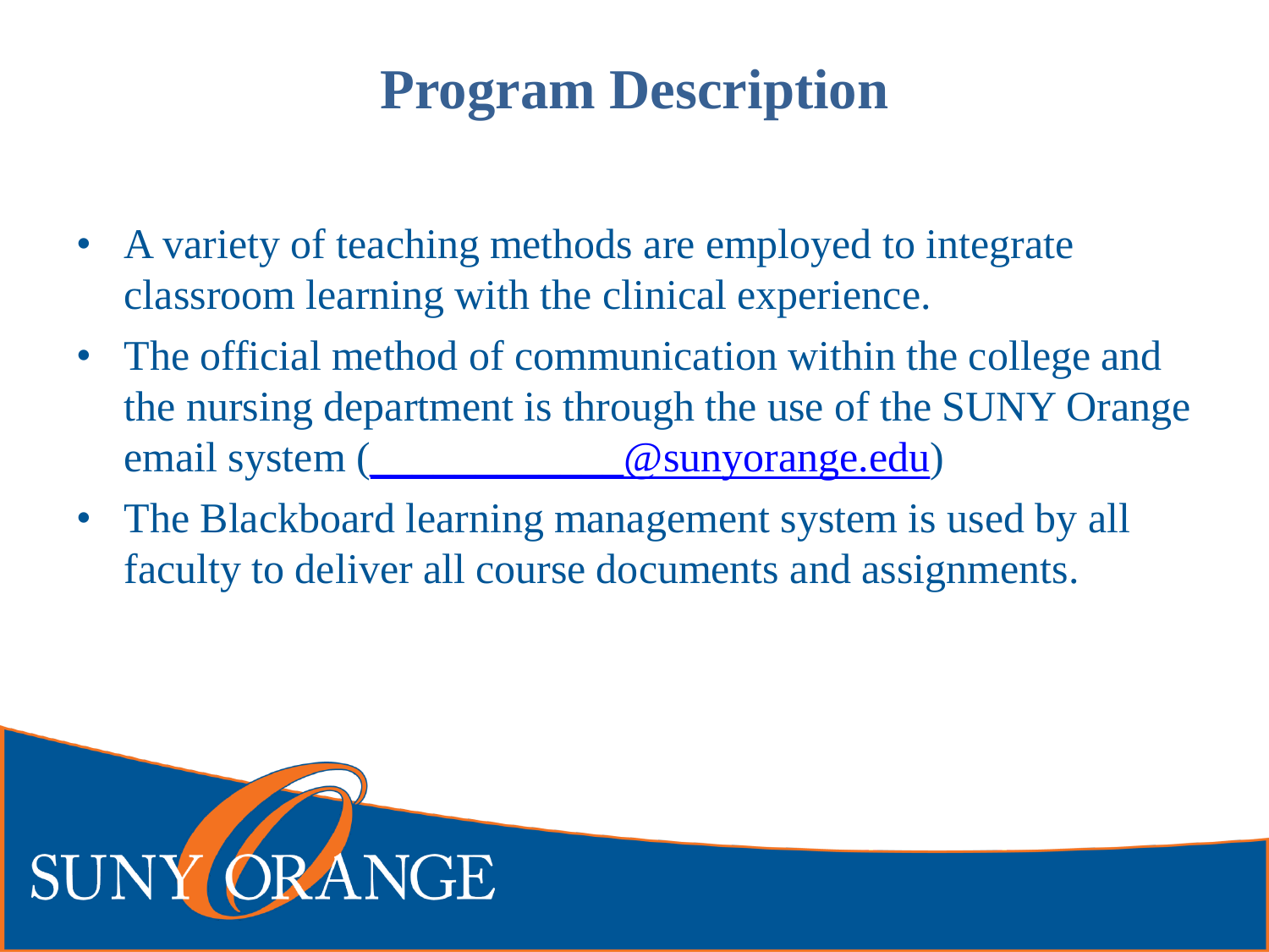# Program Description

- A variety of teaching methods are employed to integrate classroom learning with the clinical experience.
- The official method of communication within the college and the nursing department is through the use of the SUNY Orange email system (____________@sunyorange.edu)
- The Blackboard learning management system is used by all faculty to deliver all course documents and assignments.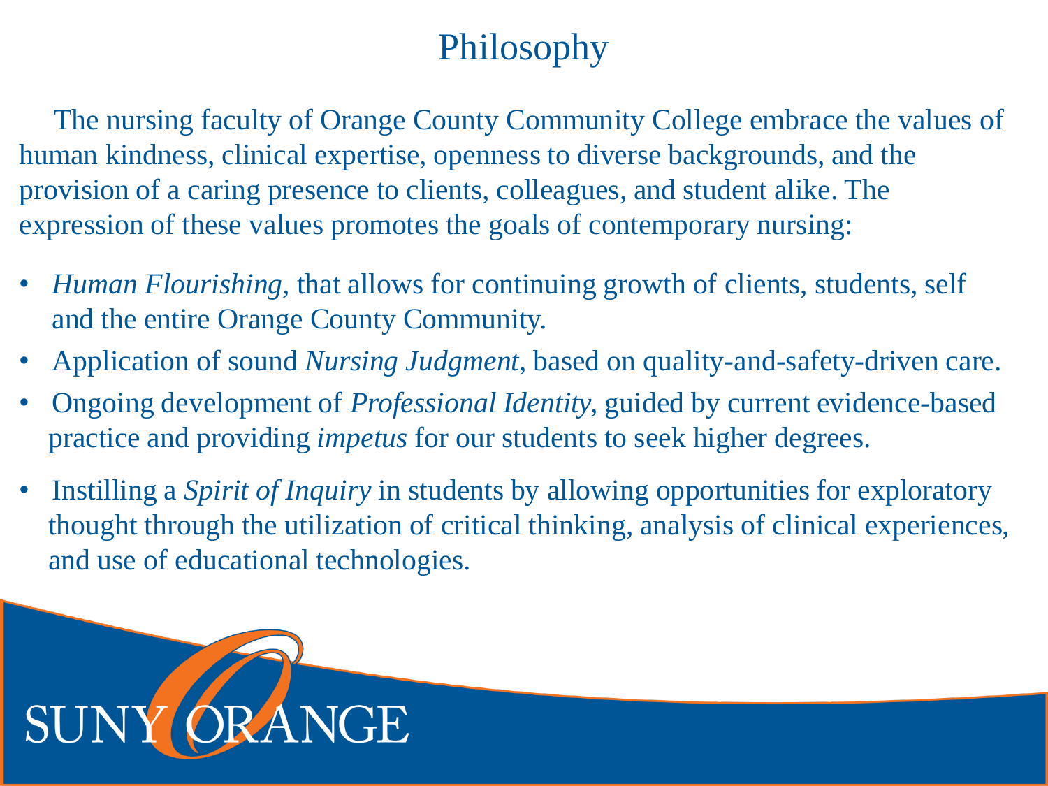# Philosophy

The nursing faculty of Orange County Community College embrace the values of human kindness, clinical expertise, openness to diverse backgrounds, and the provision of a caring presence to clients, colleagues, and student alike. The expression of these values promotes the goals of contemporary nursing:

- *Human Flourishing*, that allows for continuing growth of clients, students, self and the entire Orange County Community.
- Application of sound *Nursing Judgment*, based on quality-and-safety-driven care.
- Ongoing development of *Professional Identity*, guided by current evidence-based practice and providing *impetus* for our students to seek higher degrees.
- Instilling a *Spirit of Inquiry* in students by allowing opportunities for exploratory thought through the utilization of critical thinking, analysis of clinical experiences, and use of educational technologies.

SUNY ORANGE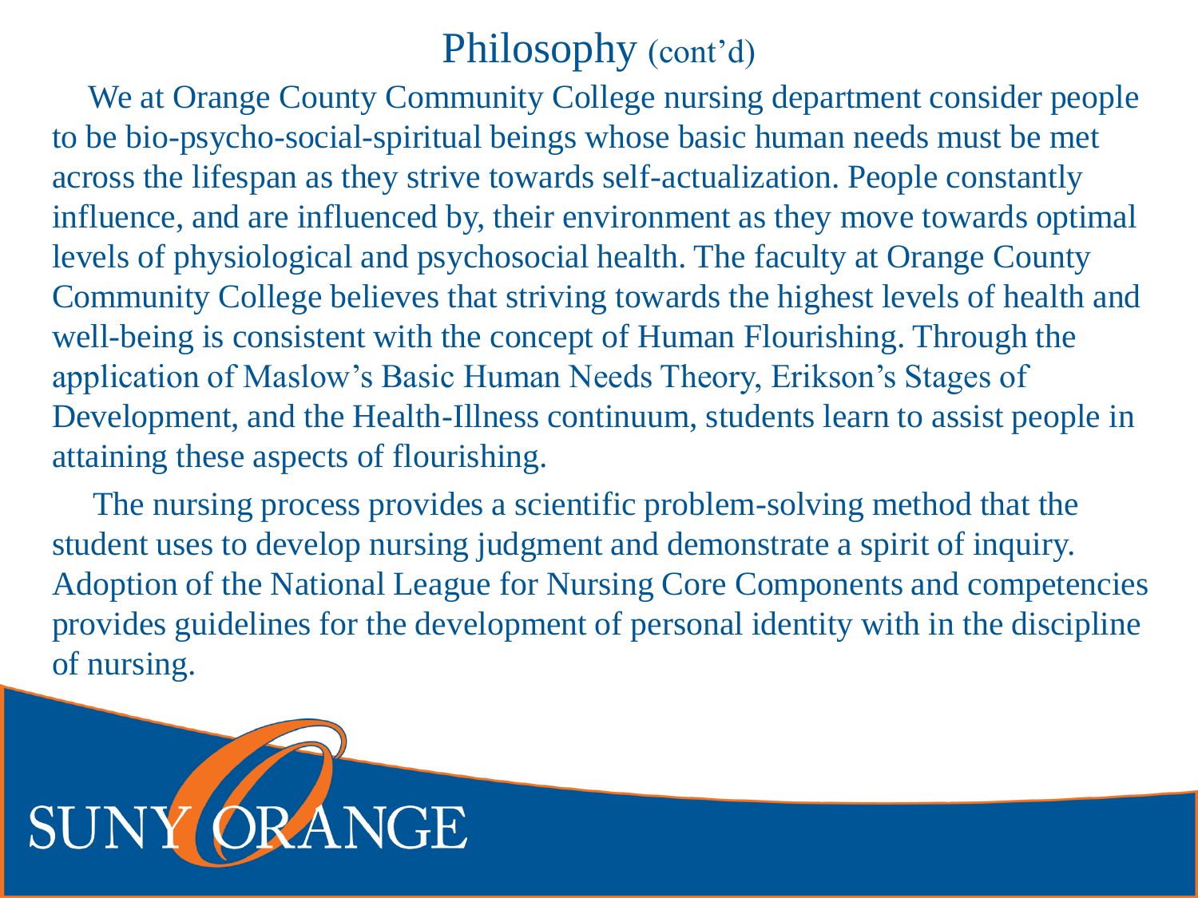# Philosophy (cont'd)

We at Orange County Community College nursing department consider people to be bio-psycho-social-spiritual beings whose basic human needs must be met across the lifespan as they strive towards self-actualization. People constantly influence, and are influenced by, their environment as they move towards optimal levels of physiological and psychosocial health. The faculty at Orange County Community College believes that striving towards the highest levels of health and well-being is consistent with the concept of Human Flourishing. Through the application of Maslow's Basic Human Needs Theory, Erikson's Stages of Development, and the Health-Illness continuum, students learn to assist people in attaining these aspects of flourishing.

The nursing process provides a scientific problem-solving method that the student uses to develop nursing judgment and demonstrate a spirit of inquiry. Adoption of the National League for Nursing Core Components and competencies provides guidelines for the development of personal identity with in the discipline of nursing.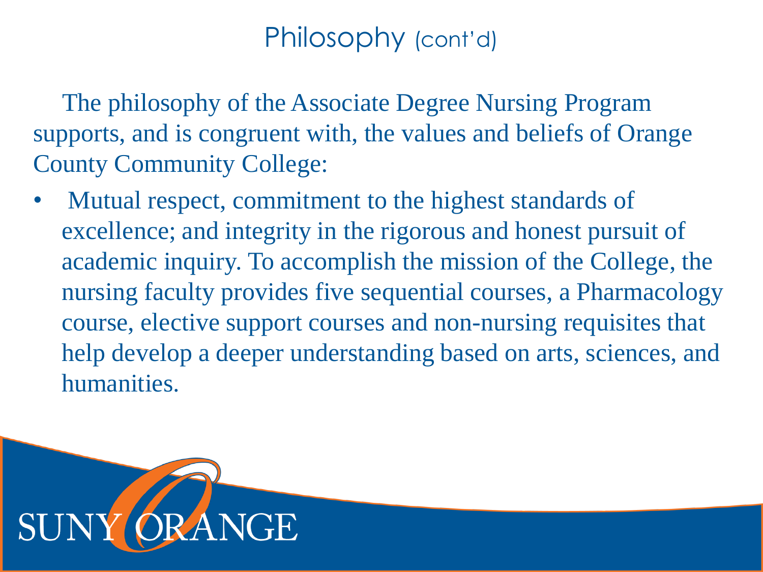# Philosophy (cont'd)

The philosophy of the Associate Degree Nursing Program supports, and is congruent with, the values and beliefs of Orange County Community College:

- Mutual respect, commitment to the highest standards of excellence; and integrity in the rigorous and honest pursuit of academic inquiry. To accomplish the mission of the College, the nursing faculty provides five sequential courses, a Pharmacology course, elective support courses and non-nursing requisites that help develop a deeper understanding based on arts, sciences, and humanities.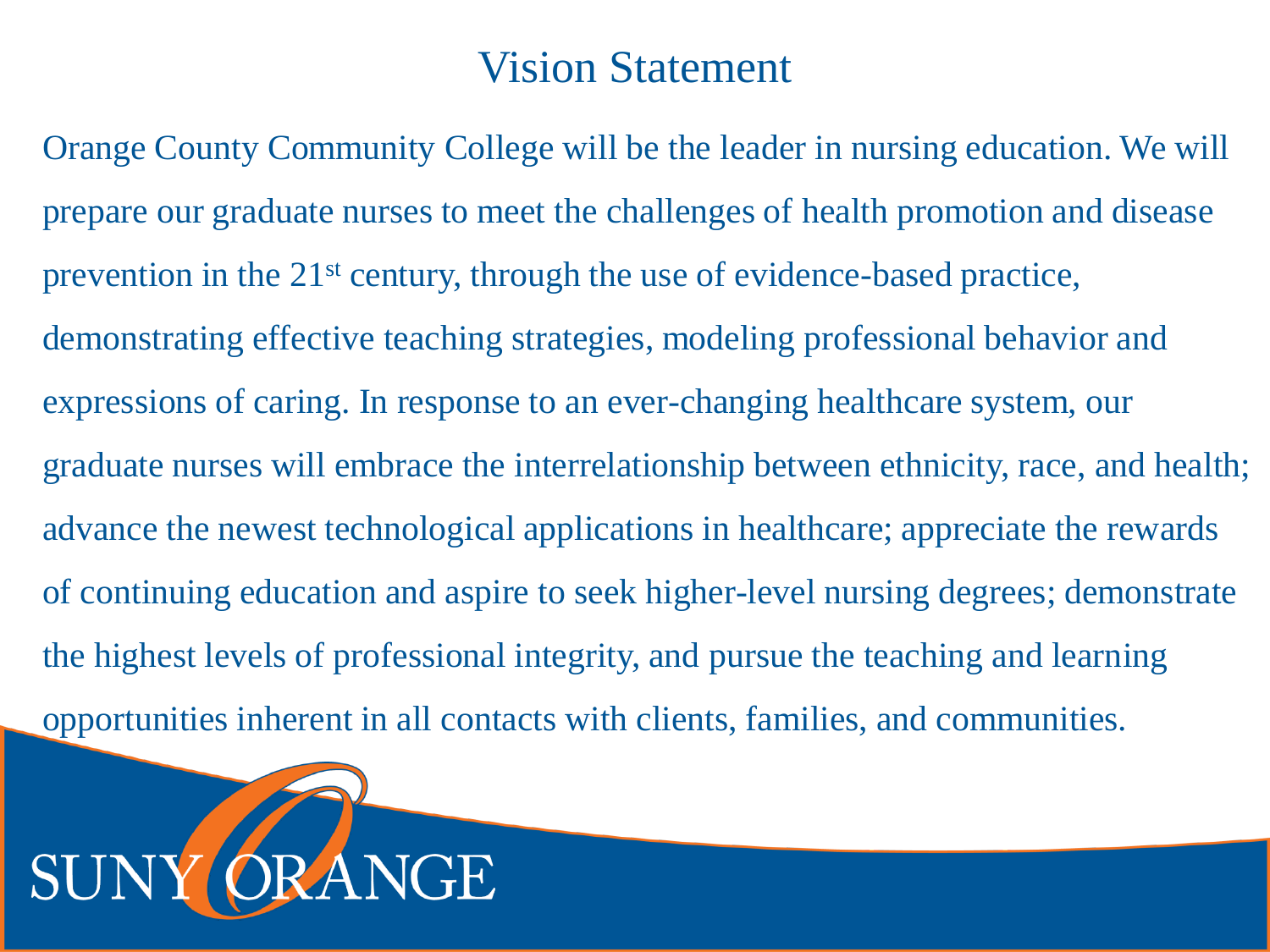# Vision Statement

Orange County Community College will be the leader in nursing education. We will prepare our graduate nurses to meet the challenges of health promotion and disease prevention in the 21st century, through the use of evidence-based practice, demonstrating effective teaching strategies, modeling professional behavior and expressions of caring. In response to an ever-changing healthcare system, our graduate nurses will embrace the interrelationship between ethnicity, race, and health; advance the newest technological applications in healthcare; appreciate the rewards of continuing education and aspire to seek higher-level nursing degrees; demonstrate the highest levels of professional integrity, and pursue the teaching and learning opportunities inherent in all contacts with clients, families, and communities.

SUNY ORANGE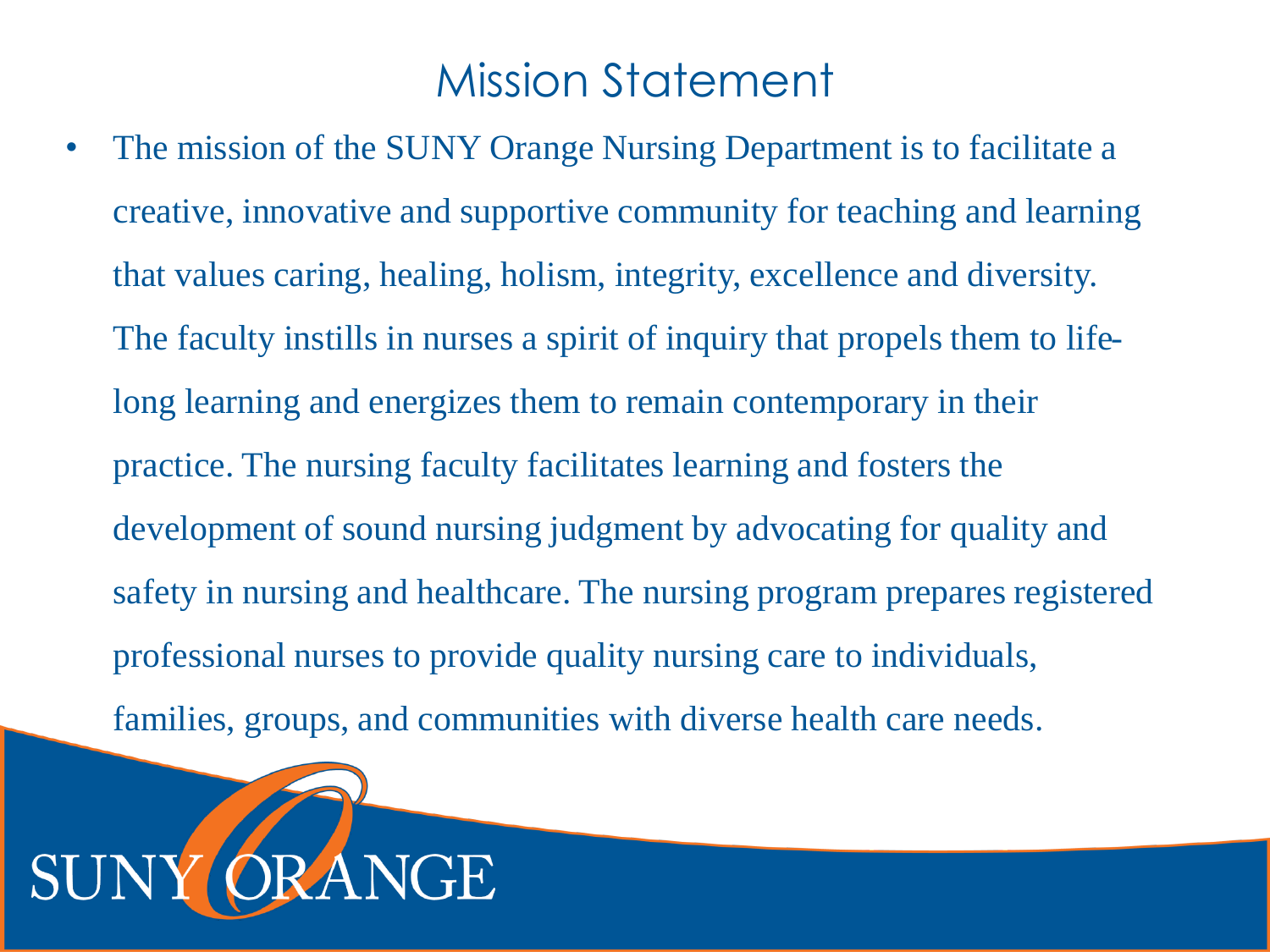# Mission Statement

- The mission of the SUNY Orange Nursing Department is to facilitate a creative, innovative and supportive community for teaching and learning that values caring, healing, holism, integrity, excellence and diversity. The faculty instills in nurses a spirit of inquiry that propels them to life-long learning and energizes them to remain contemporary in their practice. The nursing faculty facilitates learning and fosters the development of sound nursing judgment by advocating for quality and safety in nursing and healthcare. The nursing program prepares registered professional nurses to provide quality nursing care to individuals, families, groups, and communities with diverse health care needs.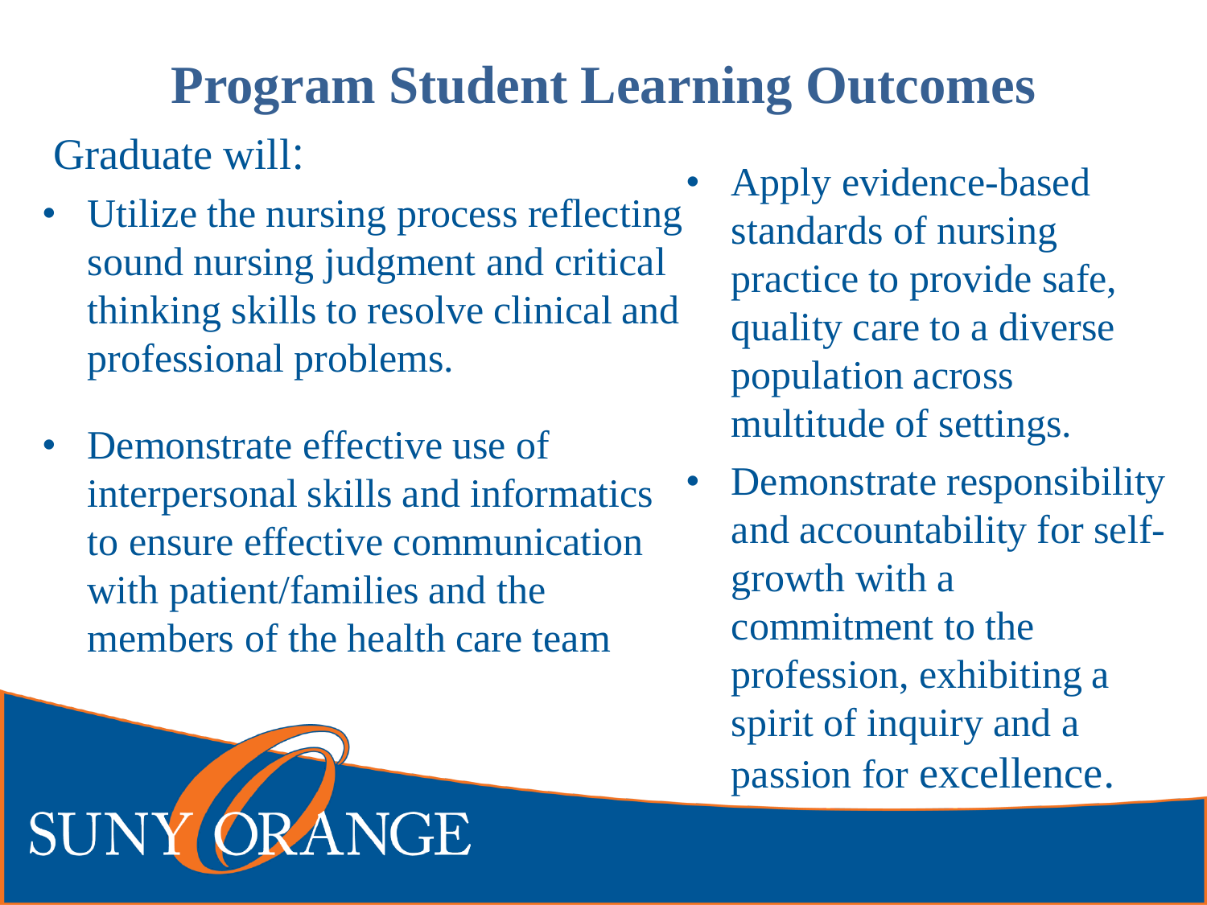# Program Student Learning Outcomes

Graduate will:

- Utilize the nursing process reflecting sound nursing judgment and critical thinking skills to resolve clinical and professional problems.
- Demonstrate effective use of interpersonal skills and informatics to ensure effective communication with patient/families and the members of the health care team
- Apply evidence-based standards of nursing practice to provide safe, quality care to a diverse population across multitude of settings.
- Demonstrate responsibility and accountability for self-growth with a commitment to the profession, exhibiting a spirit of inquiry and a passion for excellence.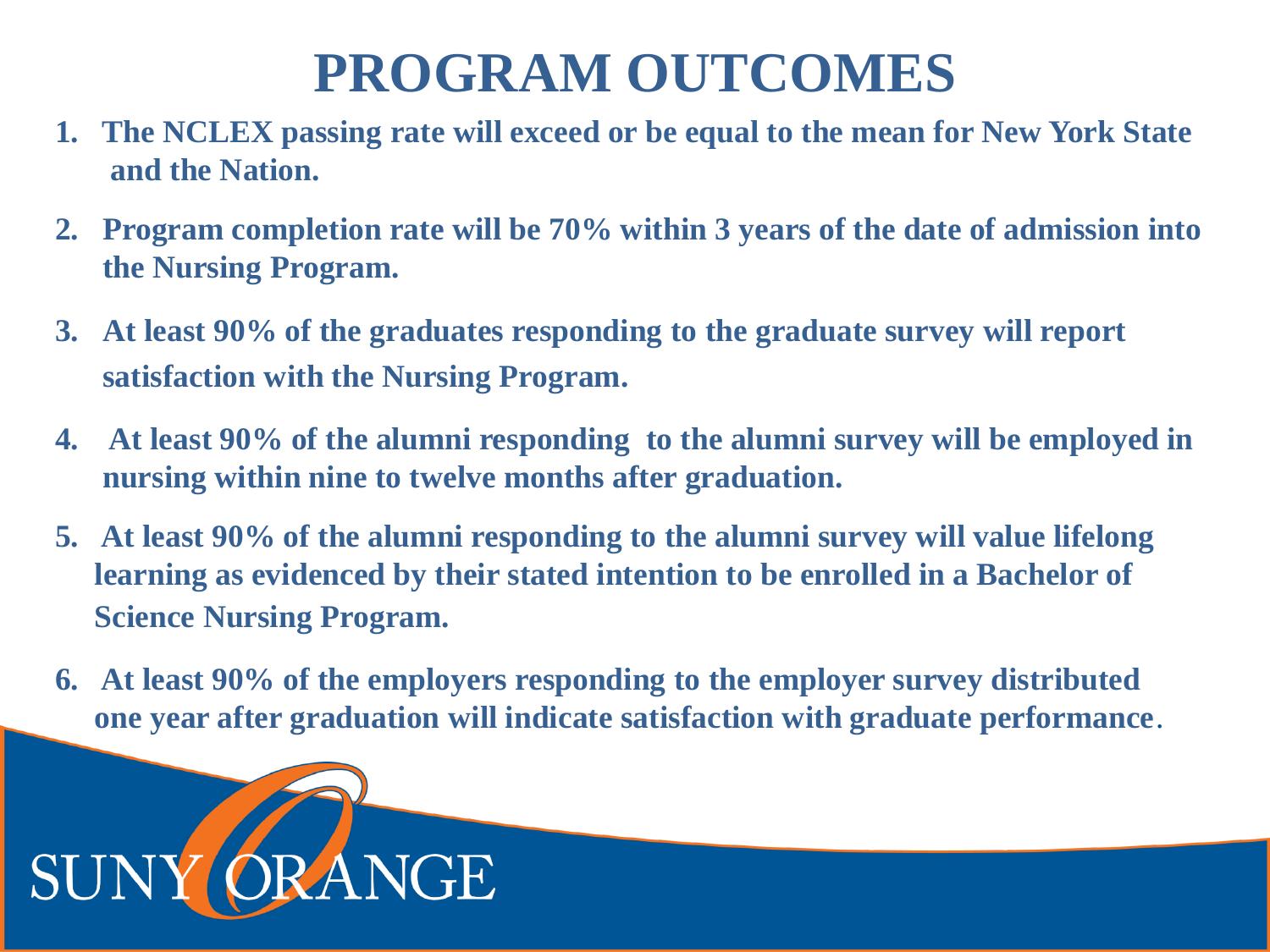# PROGRAM OUTCOMES

1. The NCLEX passing rate will exceed or be equal to the mean for New York State and the Nation.
2. Program completion rate will be 70% within 3 years of the date of admission into the Nursing Program.
3. At least 90% of the graduates responding to the graduate survey will report satisfaction with the Nursing Program.
4. At least 90% of the alumni responding to the alumni survey will be employed in nursing within nine to twelve months after graduation.
5. At least 90% of the alumni responding to the alumni survey will value lifelong learning as evidenced by their stated intention to be enrolled in a Bachelor of Science Nursing Program.
6. At least 90% of the employers responding to the employer survey distributed one year after graduation will indicate satisfaction with graduate performance.

SUNY ORANGE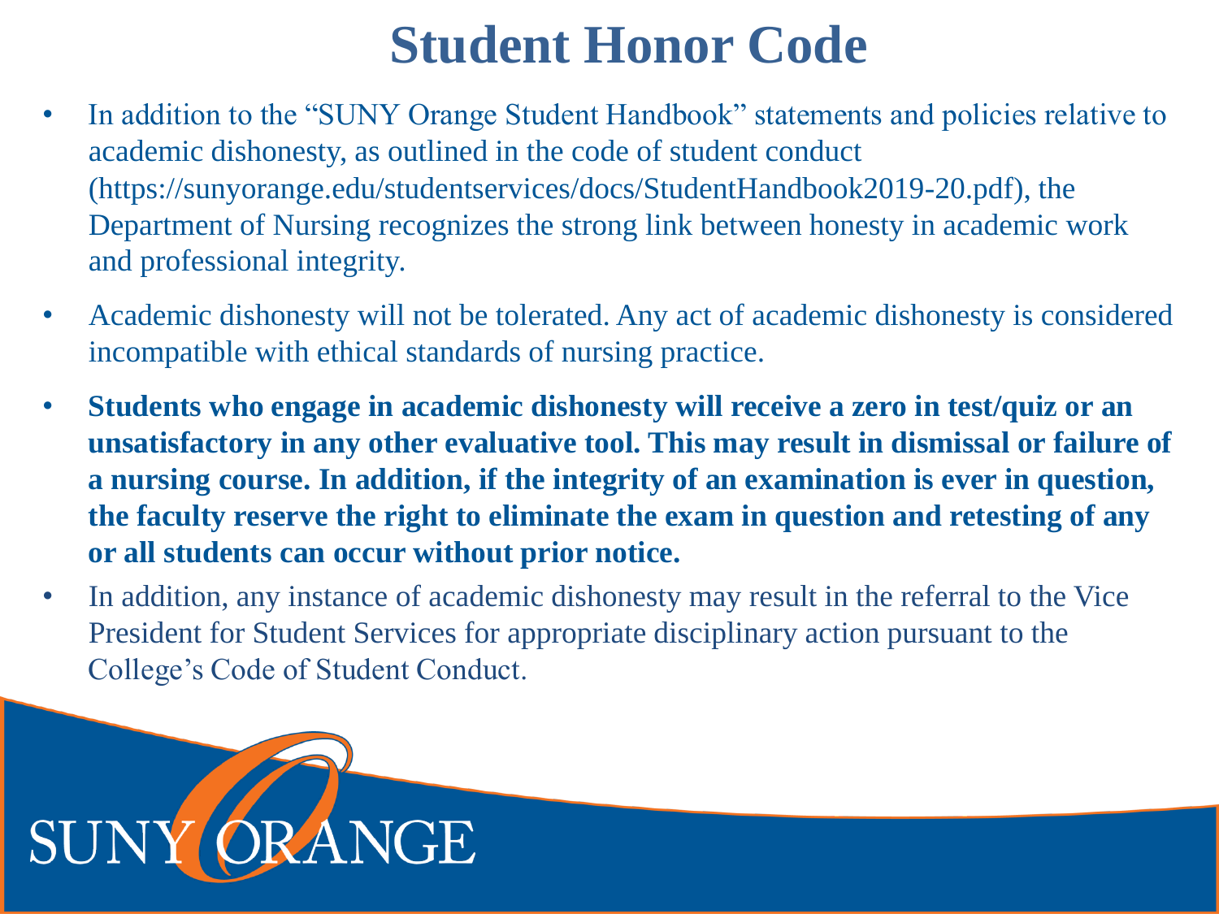# Student Honor Code

- In addition to the "SUNY Orange Student Handbook" statements and policies relative to academic dishonesty, as outlined in the code of student conduct (https://sunyorange.edu/studentservices/docs/StudentHandbook2019-20.pdf), the Department of Nursing recognizes the strong link between honesty in academic work and professional integrity.
- Academic dishonesty will not be tolerated. Any act of academic dishonesty is considered incompatible with ethical standards of nursing practice.
- **Students who engage in academic dishonesty will receive a zero in test/quiz or an unsatisfactory in any other evaluative tool. This may result in dismissal or failure of a nursing course. In addition, if the integrity of an examination is ever in question, the faculty reserve the right to eliminate the exam in question and retesting of any or all students can occur without prior notice.**
- In addition, any instance of academic dishonesty may result in the referral to the Vice President for Student Services for appropriate disciplinary action pursuant to the College's Code of Student Conduct.

SUNY ORANGE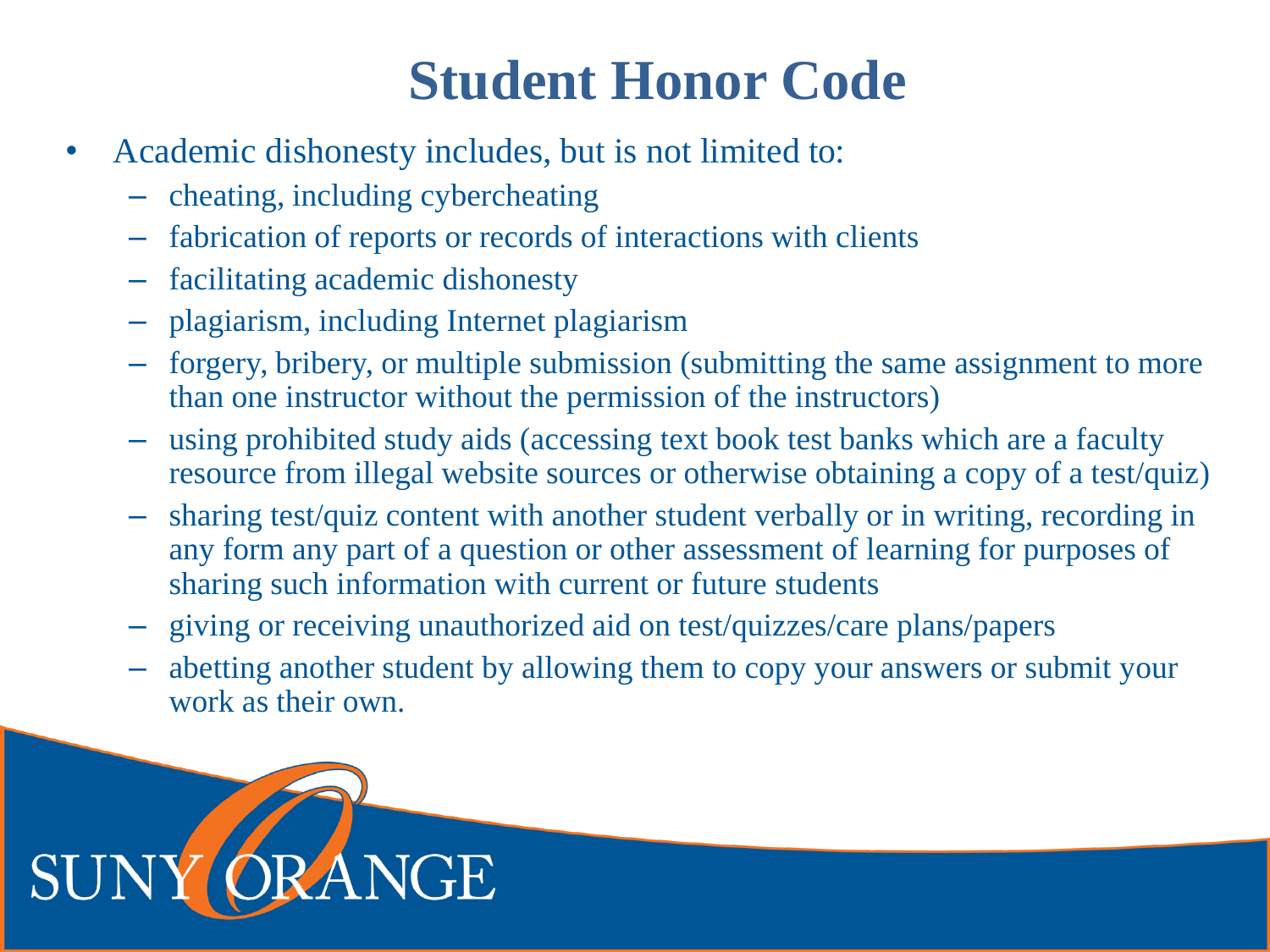# Student Honor Code

- Academic dishonesty includes, but is not limited to:
  - cheating, including cybercheating
  - fabrication of reports or records of interactions with clients
  - facilitating academic dishonesty
  - plagiarism, including Internet plagiarism
  - forgery, bribery, or multiple submission (submitting the same assignment to more than one instructor without the permission of the instructors)
  - using prohibited study aids (accessing text book test banks which are a faculty resource from illegal website sources or otherwise obtaining a copy of a test/quiz)
  - sharing test/quiz content with another student verbally or in writing, recording in any form any part of a question or other assessment of learning for purposes of sharing such information with current or future students
  - giving or receiving unauthorized aid on test/quizzes/care plans/papers
  - abetting another student by allowing them to copy your answers or submit your work as their own.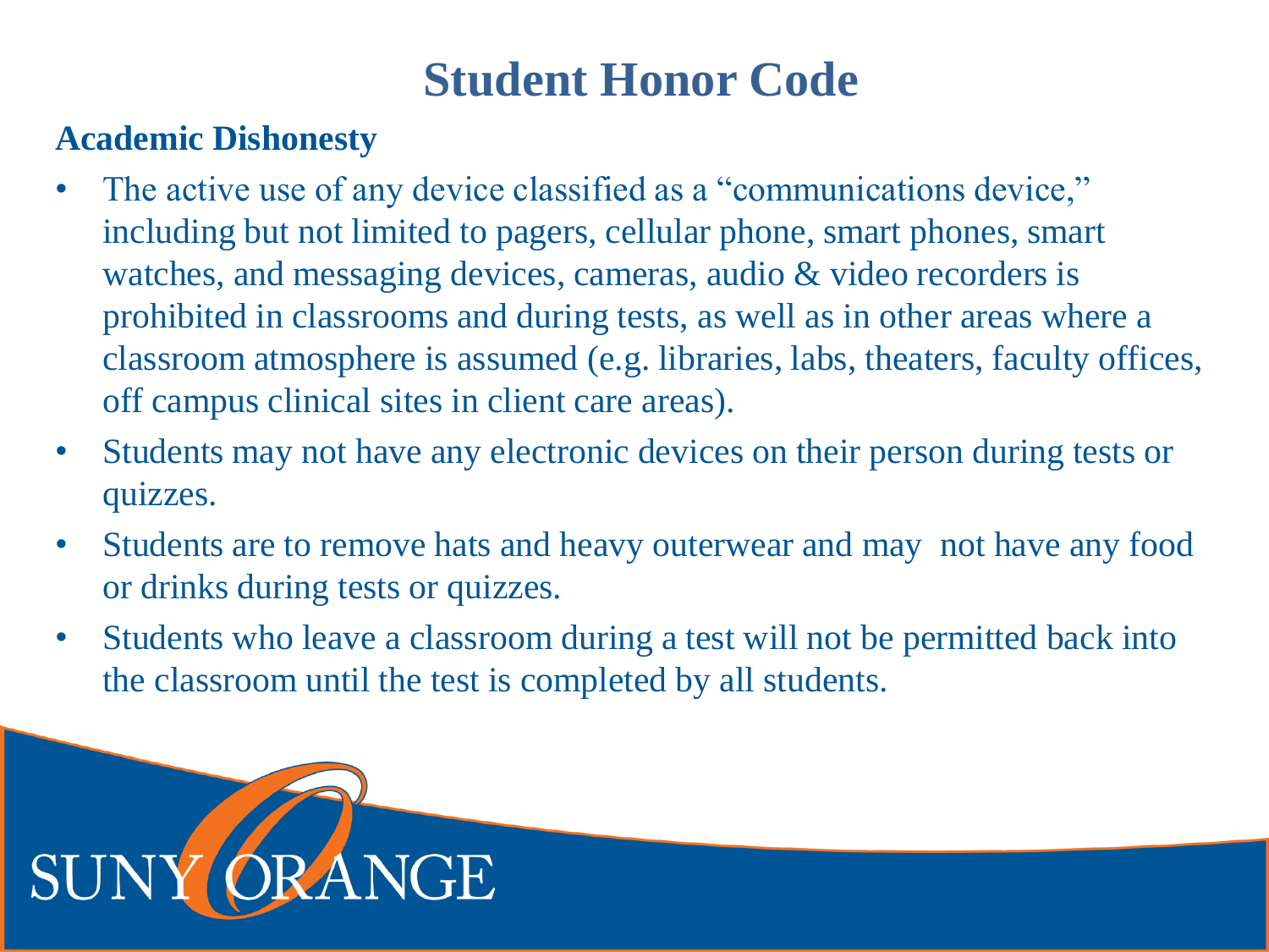# Student Honor Code

## Academic Dishonesty

- The active use of any device classified as a "communications device," including but not limited to pagers, cellular phone, smart phones, smart watches, and messaging devices, cameras, audio & video recorders is prohibited in classrooms and during tests, as well as in other areas where a classroom atmosphere is assumed (e.g. libraries, labs, theaters, faculty offices, off campus clinical sites in client care areas).
- Students may not have any electronic devices on their person during tests or quizzes.
- Students are to remove hats and heavy outerwear and may not have any food or drinks during tests or quizzes.
- Students who leave a classroom during a test will not be permitted back into the classroom until the test is completed by all students.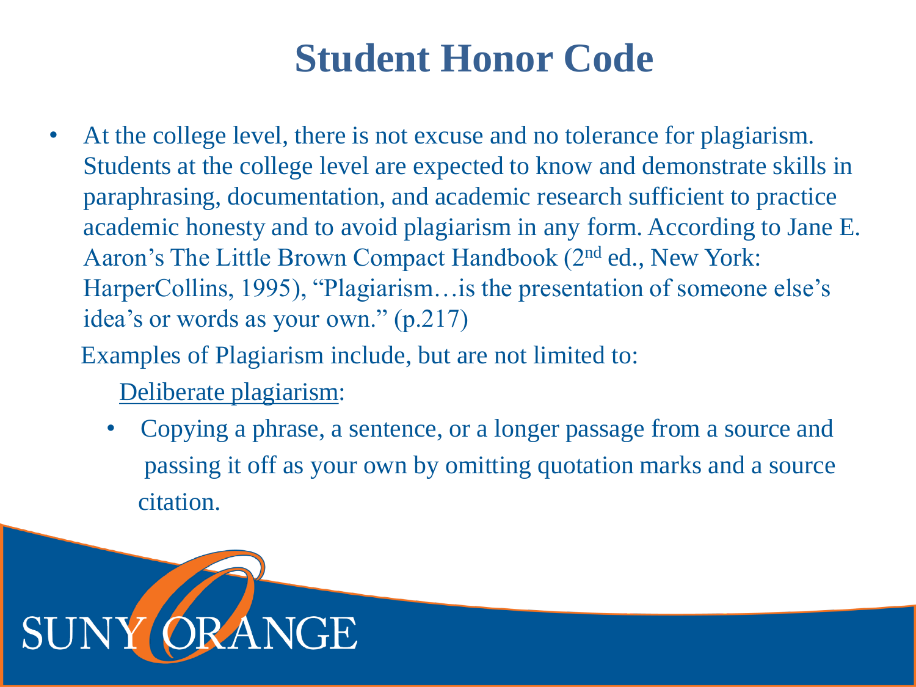# Student Honor Code

- At the college level, there is not excuse and no tolerance for plagiarism. Students at the college level are expected to know and demonstrate skills in paraphrasing, documentation, and academic research sufficient to practice academic honesty and to avoid plagiarism in any form. According to Jane E. Aaron's The Little Brown Compact Handbook (2nd ed., New York: HarperCollins, 1995), "Plagiarism…is the presentation of someone else's idea's or words as your own." (p.217)

  Examples of Plagiarism include, but are not limited to:

  Deliberate plagiarism:

  - Copying a phrase, a sentence, or a longer passage from a source and passing it off as your own by omitting quotation marks and a source citation.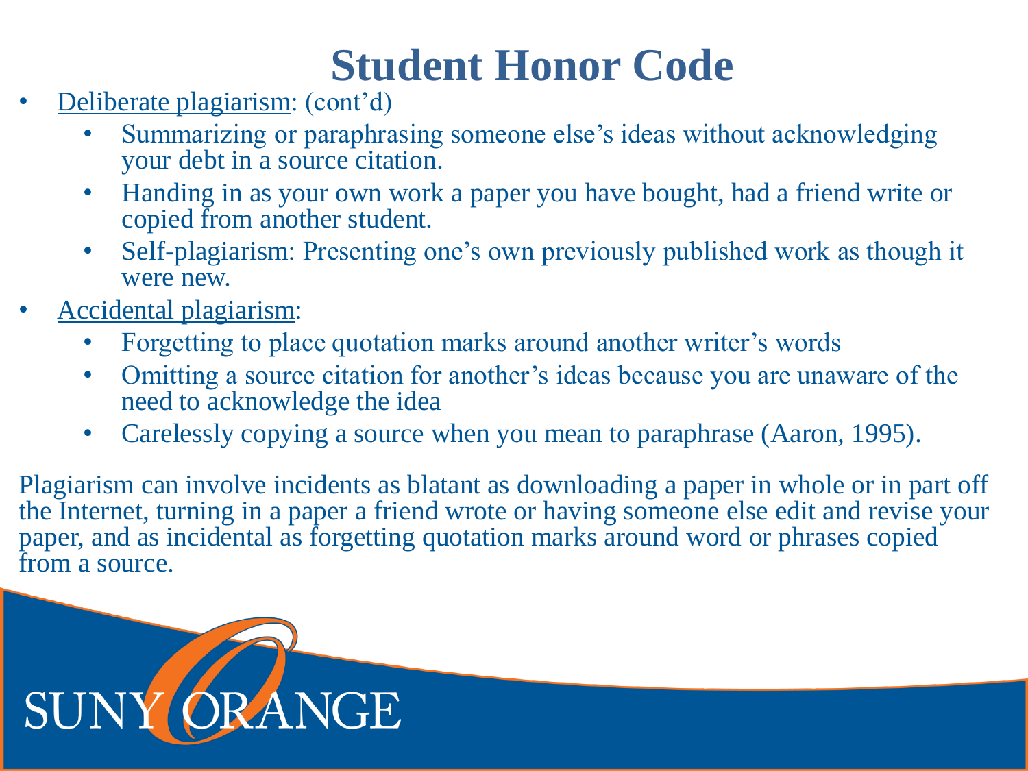# Student Honor Code

- Deliberate plagiarism: (cont'd)
  - Summarizing or paraphrasing someone else's ideas without acknowledging your debt in a source citation.
  - Handing in as your own work a paper you have bought, had a friend write or copied from another student.
  - Self-plagiarism: Presenting one's own previously published work as though it were new.
- Accidental plagiarism:
  - Forgetting to place quotation marks around another writer's words
  - Omitting a source citation for another's ideas because you are unaware of the need to acknowledge the idea
  - Carelessly copying a source when you mean to paraphrase (Aaron, 1995).

Plagiarism can involve incidents as blatant as downloading a paper in whole or in part off the Internet, turning in a paper a friend wrote or having someone else edit and revise your paper, and as incidental as forgetting quotation marks around word or phrases copied from a source.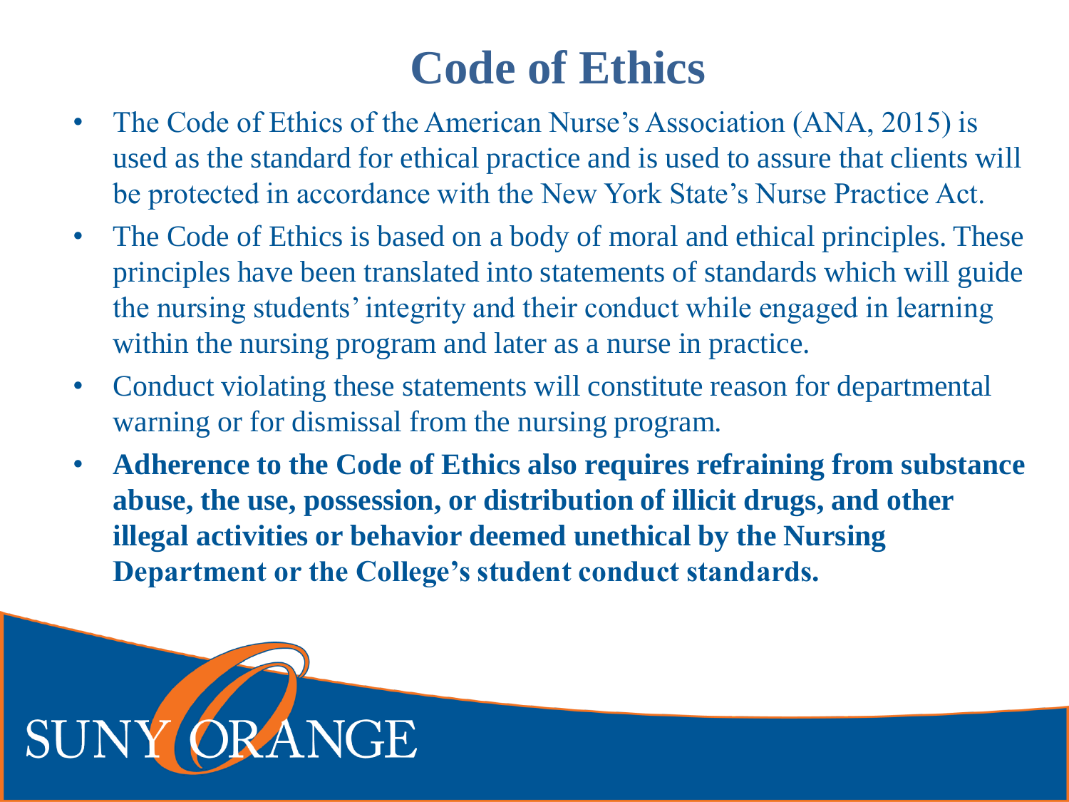# Code of Ethics

- The Code of Ethics of the American Nurse's Association (ANA, 2015) is used as the standard for ethical practice and is used to assure that clients will be protected in accordance with the New York State's Nurse Practice Act.
- The Code of Ethics is based on a body of moral and ethical principles. These principles have been translated into statements of standards which will guide the nursing students' integrity and their conduct while engaged in learning within the nursing program and later as a nurse in practice.
- Conduct violating these statements will constitute reason for departmental warning or for dismissal from the nursing program.
- **Adherence to the Code of Ethics also requires refraining from substance abuse, the use, possession, or distribution of illicit drugs, and other illegal activities or behavior deemed unethical by the Nursing Department or the College's student conduct standards.**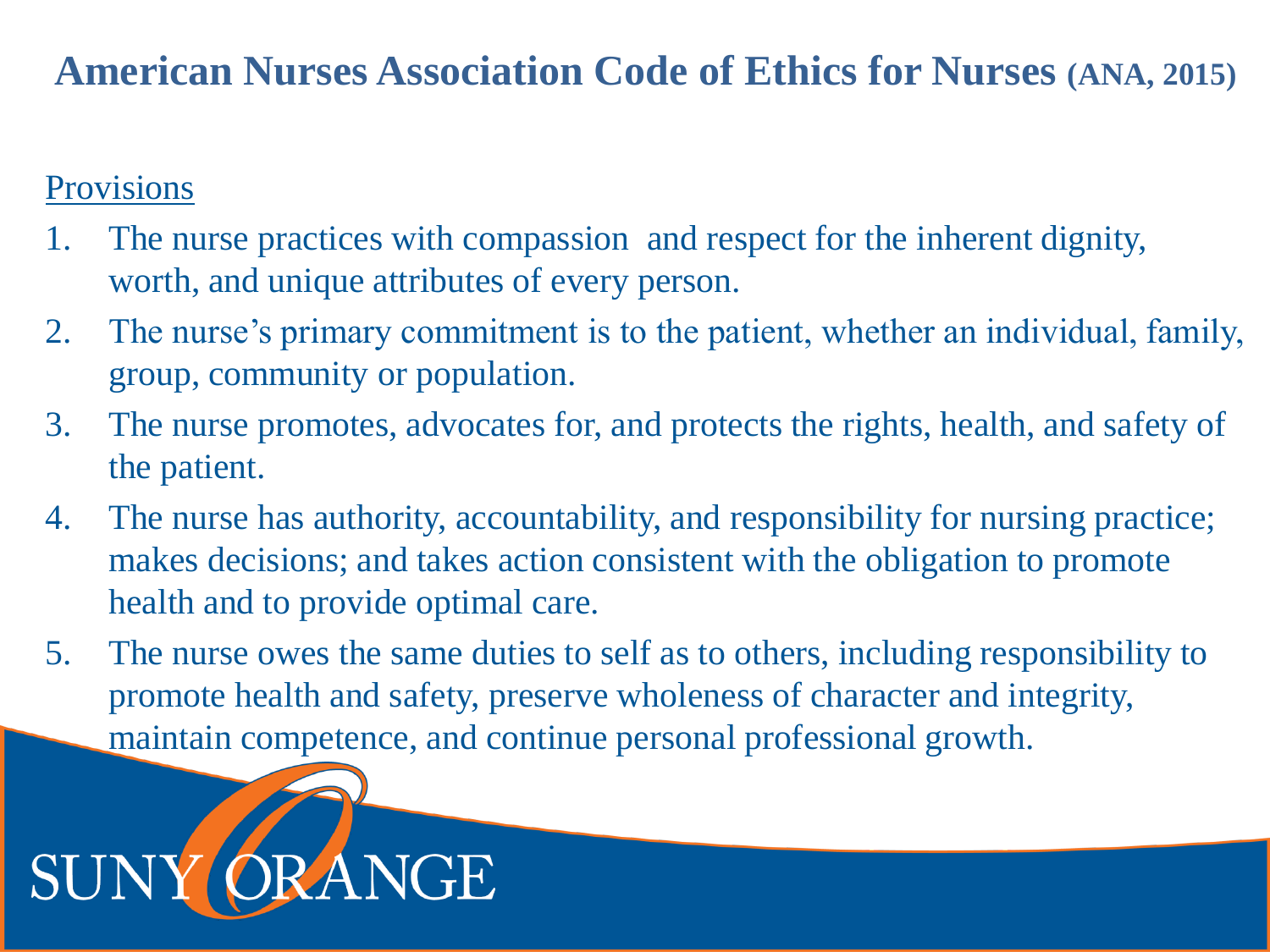# American Nurses Association Code of Ethics for Nurses (ANA, 2015)

Provisions

1. The nurse practices with compassion and respect for the inherent dignity, worth, and unique attributes of every person.
2. The nurse's primary commitment is to the patient, whether an individual, family, group, community or population.
3. The nurse promotes, advocates for, and protects the rights, health, and safety of the patient.
4. The nurse has authority, accountability, and responsibility for nursing practice; makes decisions; and takes action consistent with the obligation to promote health and to provide optimal care.
5. The nurse owes the same duties to self as to others, including responsibility to promote health and safety, preserve wholeness of character and integrity, maintain competence, and continue personal professional growth.

SUNY ORANGE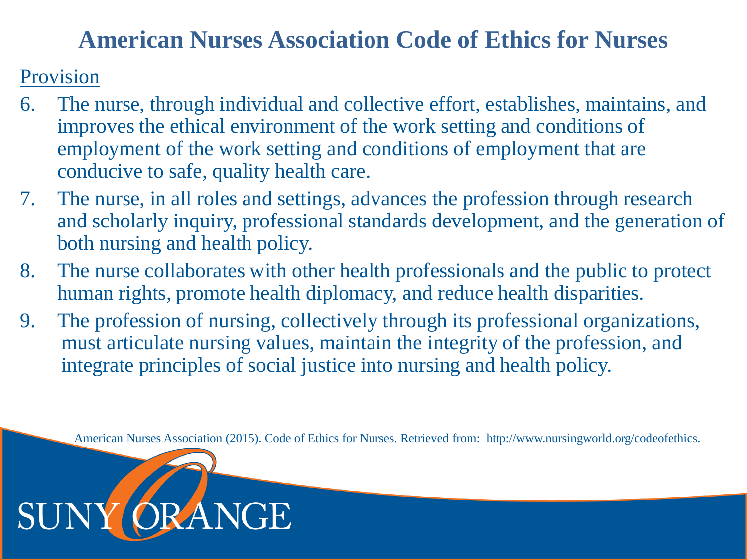# American Nurses Association Code of Ethics for Nurses

Provision

6. The nurse, through individual and collective effort, establishes, maintains, and improves the ethical environment of the work setting and conditions of employment of the work setting and conditions of employment that are conducive to safe, quality health care.
7. The nurse, in all roles and settings, advances the profession through research and scholarly inquiry, professional standards development, and the generation of both nursing and health policy.
8. The nurse collaborates with other health professionals and the public to protect human rights, promote health diplomacy, and reduce health disparities.
9. The profession of nursing, collectively through its professional organizations, must articulate nursing values, maintain the integrity of the profession, and integrate principles of social justice into nursing and health policy.

American Nurses Association (2015). Code of Ethics for Nurses. Retrieved from: http://www.nursingworld.org/codeofethics.

SUNY ORANGE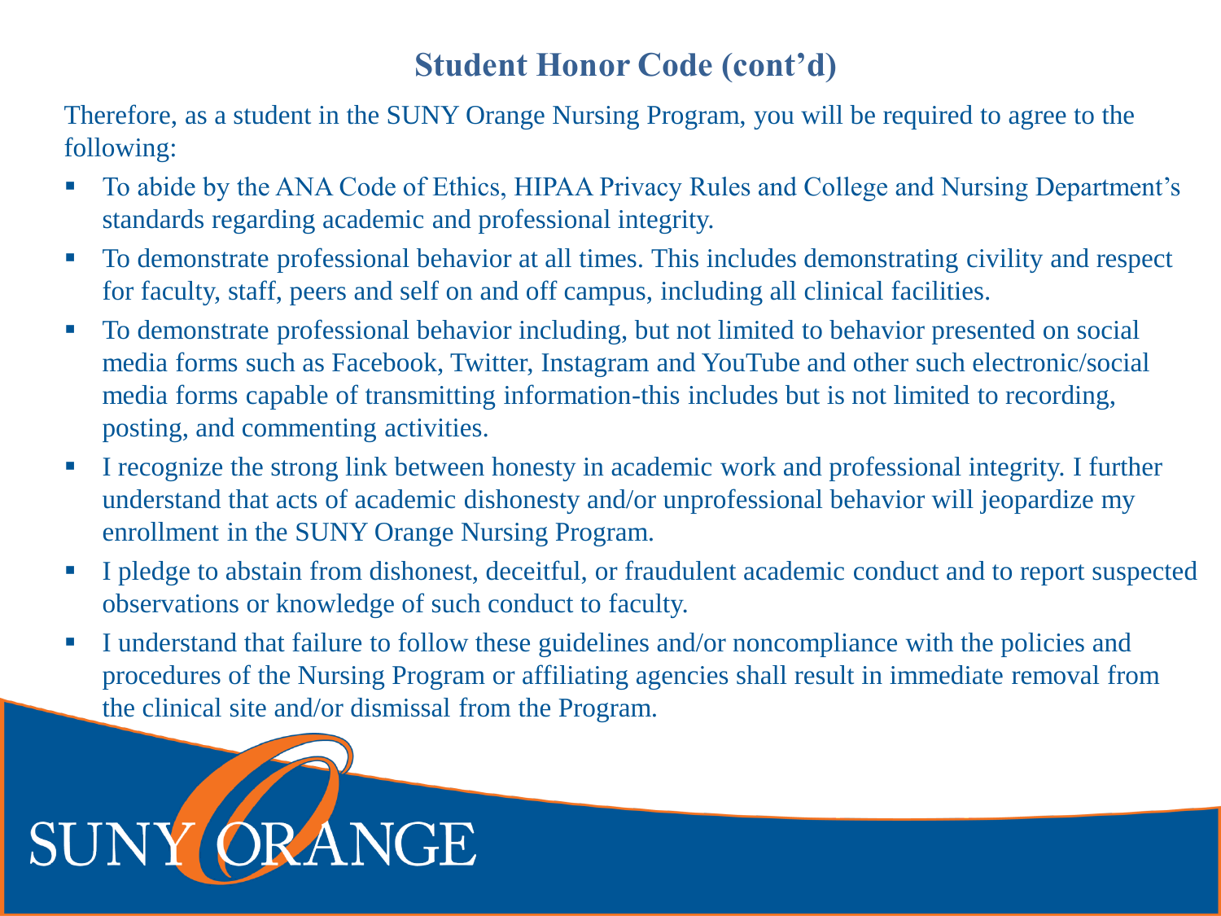## Student Honor Code (cont'd)

Therefore, as a student in the SUNY Orange Nursing Program, you will be required to agree to the following:

- To abide by the ANA Code of Ethics, HIPAA Privacy Rules and College and Nursing Department's standards regarding academic and professional integrity.
- To demonstrate professional behavior at all times. This includes demonstrating civility and respect for faculty, staff, peers and self on and off campus, including all clinical facilities.
- To demonstrate professional behavior including, but not limited to behavior presented on social media forms such as Facebook, Twitter, Instagram and YouTube and other such electronic/social media forms capable of transmitting information-this includes but is not limited to recording, posting, and commenting activities.
- I recognize the strong link between honesty in academic work and professional integrity. I further understand that acts of academic dishonesty and/or unprofessional behavior will jeopardize my enrollment in the SUNY Orange Nursing Program.
- I pledge to abstain from dishonest, deceitful, or fraudulent academic conduct and to report suspected observations or knowledge of such conduct to faculty.
- I understand that failure to follow these guidelines and/or noncompliance with the policies and procedures of the Nursing Program or affiliating agencies shall result in immediate removal from the clinical site and/or dismissal from the Program.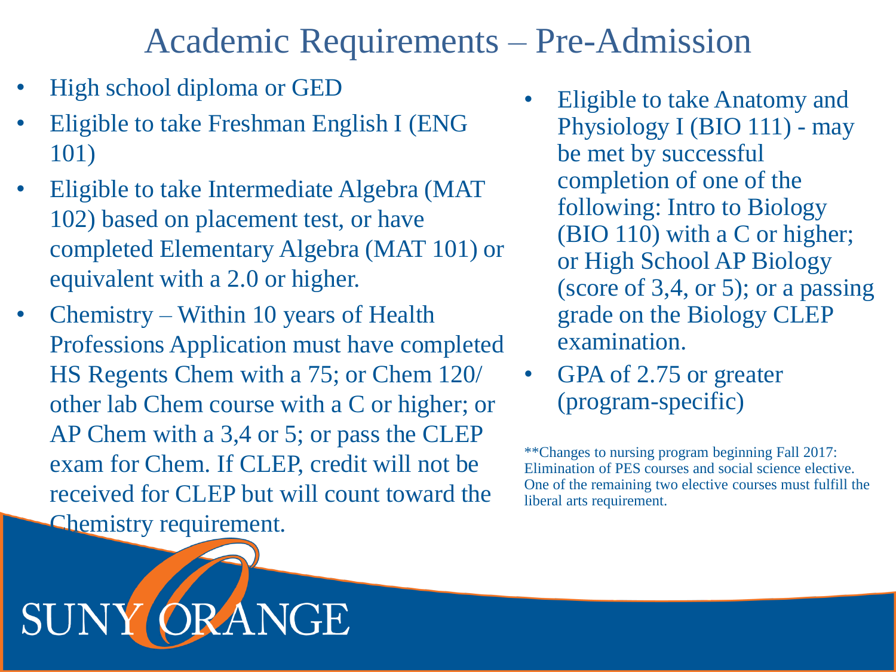# Academic Requirements – Pre-Admission

- High school diploma or GED
- Eligible to take Freshman English I (ENG 101)
- Eligible to take Intermediate Algebra (MAT 102) based on placement test, or have completed Elementary Algebra (MAT 101) or equivalent with a 2.0 or higher.
- Chemistry – Within 10 years of Health Professions Application must have completed HS Regents Chem with a 75; or Chem 120/ other lab Chem course with a C or higher; or AP Chem with a 3,4 or 5; or pass the CLEP exam for Chem. If CLEP, credit will not be received for CLEP but will count toward the Chemistry requirement.
- Eligible to take Anatomy and Physiology I (BIO 111) - may be met by successful completion of one of the following: Intro to Biology (BIO 110) with a C or higher; or High School AP Biology (score of 3,4, or 5); or a passing grade on the Biology CLEP examination.
- GPA of 2.75 or greater (program-specific)

**Changes to nursing program beginning Fall 2017: Elimination of PES courses and social science elective. One of the remaining two elective courses must fulfill the liberal arts requirement.

SUNY ORANGE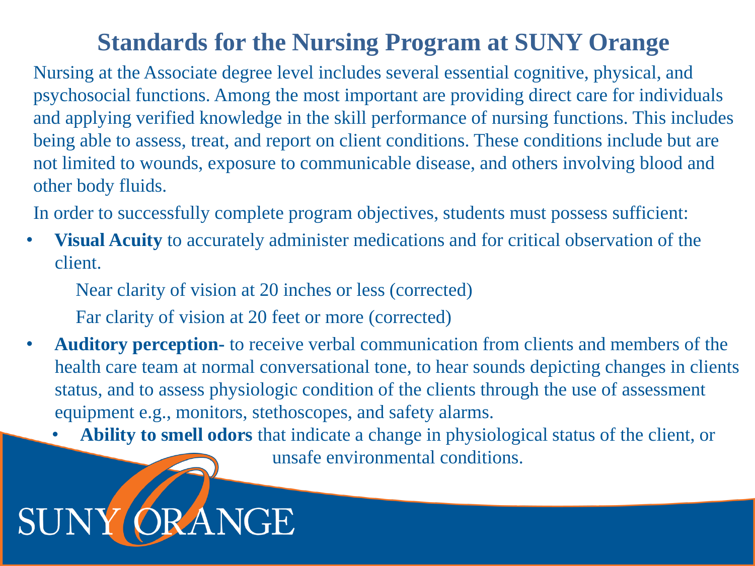# Standards for the Nursing Program at SUNY Orange

Nursing at the Associate degree level includes several essential cognitive, physical, and psychosocial functions. Among the most important are providing direct care for individuals and applying verified knowledge in the skill performance of nursing functions. This includes being able to assess, treat, and report on client conditions. These conditions include but are not limited to wounds, exposure to communicable disease, and others involving blood and other body fluids.

In order to successfully complete program objectives, students must possess sufficient:

- **Visual Acuity** to accurately administer medications and for critical observation of the client.

  Near clarity of vision at 20 inches or less (corrected)

  Far clarity of vision at 20 feet or more (corrected)

- **Auditory perception-** to receive verbal communication from clients and members of the health care team at normal conversational tone, to hear sounds depicting changes in clients status, and to assess physiologic condition of the clients through the use of assessment equipment e.g., monitors, stethoscopes, and safety alarms.
  - **Ability to smell odors** that indicate a change in physiological status of the client, or unsafe environmental conditions.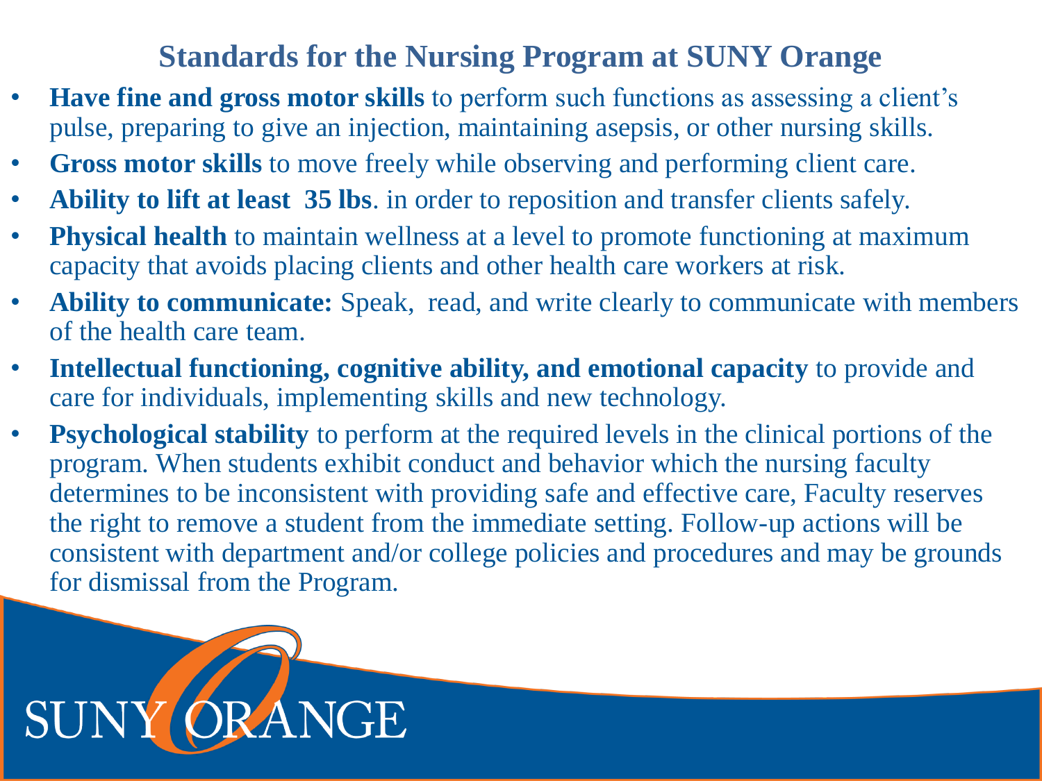## Standards for the Nursing Program at SUNY Orange

- **Have fine and gross motor skills** to perform such functions as assessing a client's pulse, preparing to give an injection, maintaining asepsis, or other nursing skills.
- **Gross motor skills** to move freely while observing and performing client care.
- **Ability to lift at least 35 lbs**. in order to reposition and transfer clients safely.
- **Physical health** to maintain wellness at a level to promote functioning at maximum capacity that avoids placing clients and other health care workers at risk.
- **Ability to communicate:** Speak, read, and write clearly to communicate with members of the health care team.
- **Intellectual functioning, cognitive ability, and emotional capacity** to provide and care for individuals, implementing skills and new technology.
- **Psychological stability** to perform at the required levels in the clinical portions of the program. When students exhibit conduct and behavior which the nursing faculty determines to be inconsistent with providing safe and effective care, Faculty reserves the right to remove a student from the immediate setting. Follow-up actions will be consistent with department and/or college policies and procedures and may be grounds for dismissal from the Program.

SUNY ORANGE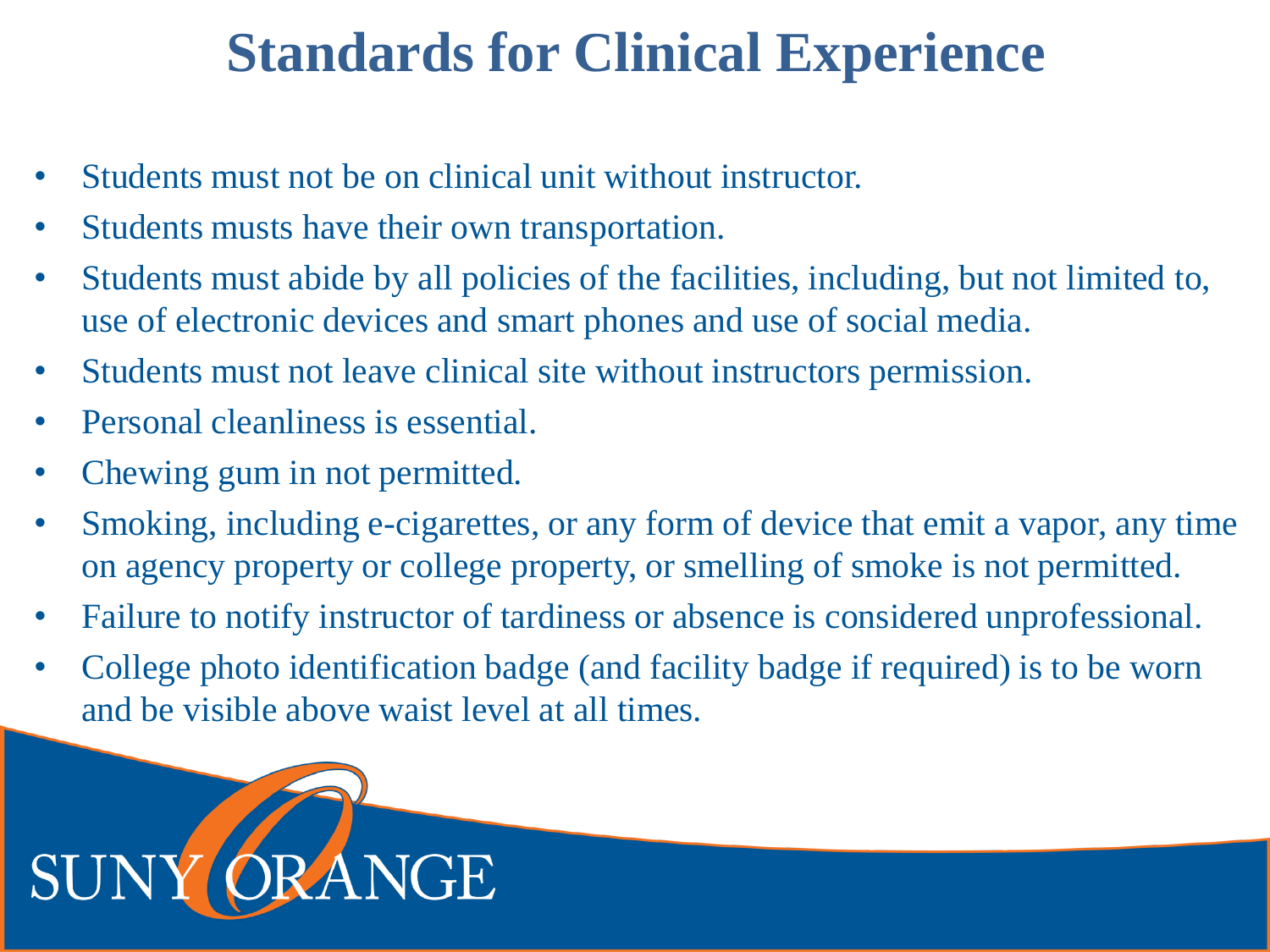# Standards for Clinical Experience

- Students must not be on clinical unit without instructor.
- Students musts have their own transportation.
- Students must abide by all policies of the facilities, including, but not limited to, use of electronic devices and smart phones and use of social media.
- Students must not leave clinical site without instructors permission.
- Personal cleanliness is essential.
- Chewing gum in not permitted.
- Smoking, including e-cigarettes, or any form of device that emit a vapor, any time on agency property or college property, or smelling of smoke is not permitted.
- Failure to notify instructor of tardiness or absence is considered unprofessional.
- College photo identification badge (and facility badge if required) is to be worn and be visible above waist level at all times.

SUNY ORANGE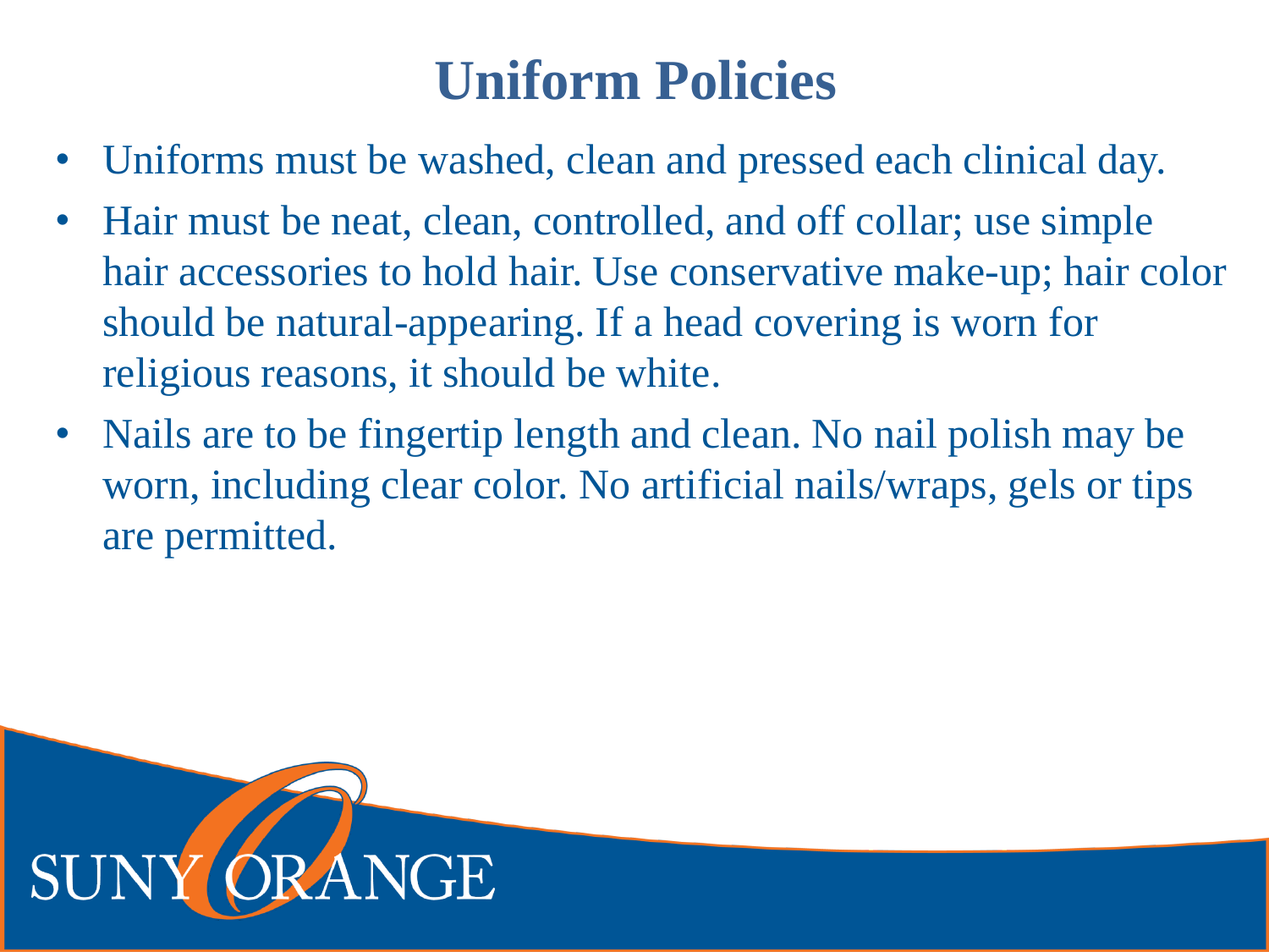# Uniform Policies

- Uniforms must be washed, clean and pressed each clinical day.
- Hair must be neat, clean, controlled, and off collar; use simple hair accessories to hold hair. Use conservative make-up; hair color should be natural-appearing. If a head covering is worn for religious reasons, it should be white.
- Nails are to be fingertip length and clean. No nail polish may be worn, including clear color. No artificial nails/wraps, gels or tips are permitted.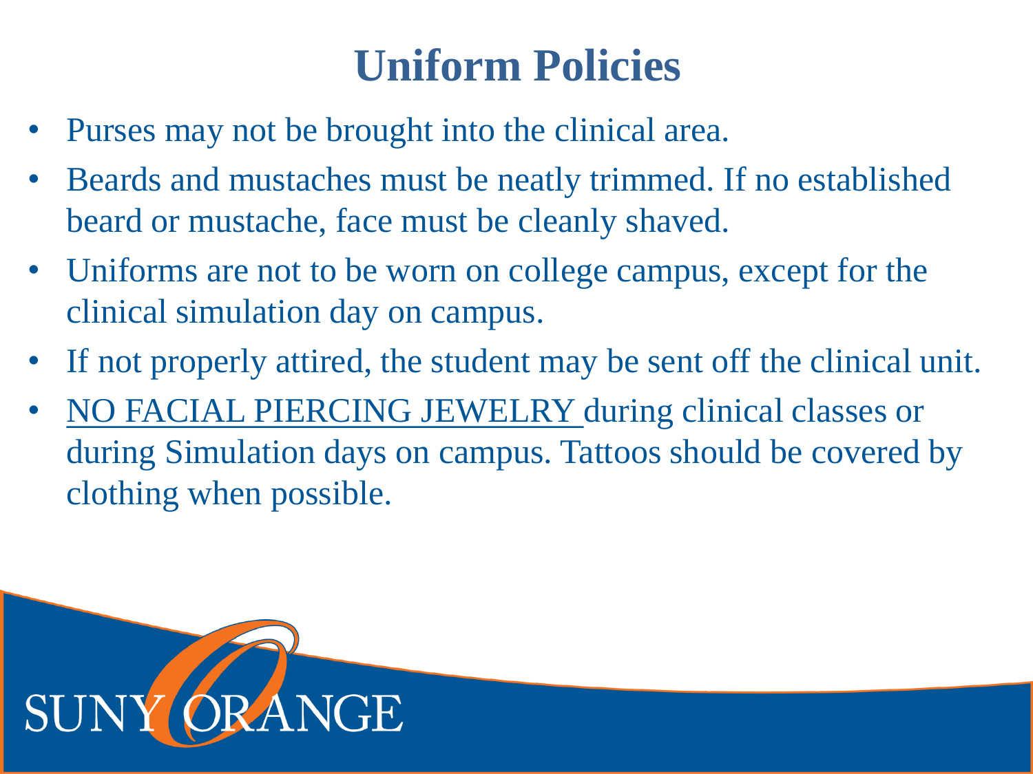# Uniform Policies

- Purses may not be brought into the clinical area.
- Beards and mustaches must be neatly trimmed. If no established beard or mustache, face must be cleanly shaved.
- Uniforms are not to be worn on college campus, except for the clinical simulation day on campus.
- If not properly attired, the student may be sent off the clinical unit.
- <u>NO FACIAL PIERCING JEWELRY</u> during clinical classes or during Simulation days on campus. Tattoos should be covered by clothing when possible.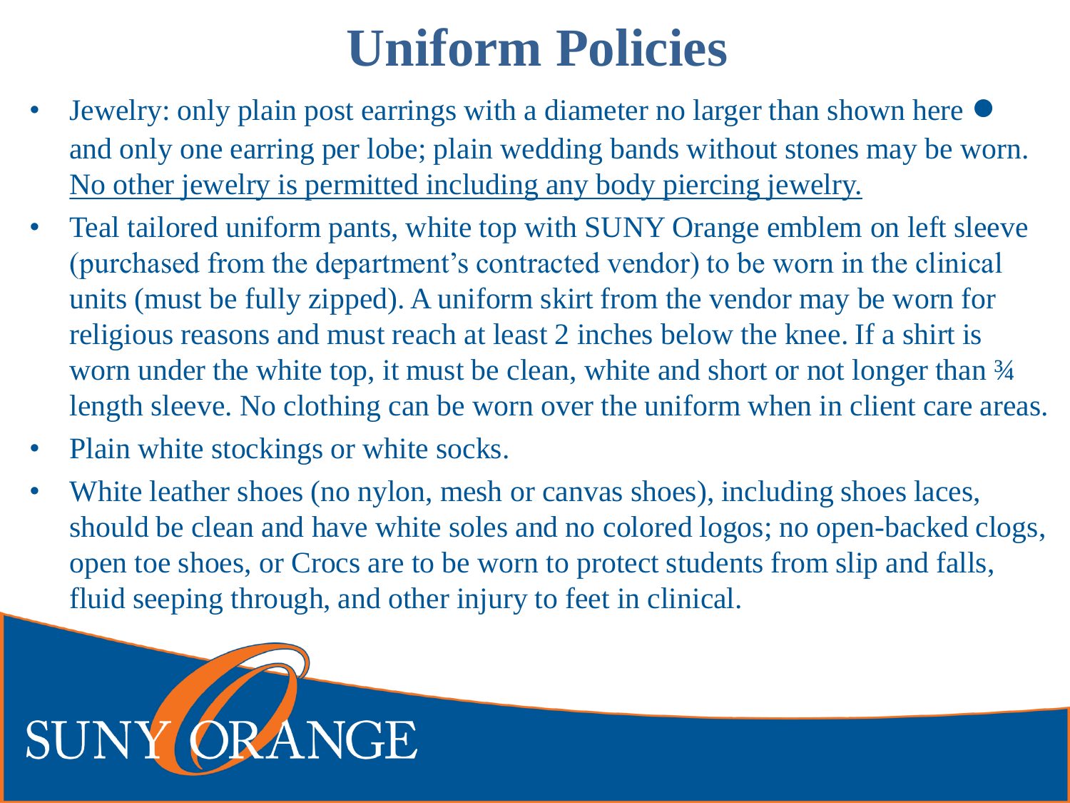# Uniform Policies

- Jewelry: only plain post earrings with a diameter no larger than shown here ● and only one earring per lobe; plain wedding bands without stones may be worn. <u>No other jewelry is permitted including any body piercing jewelry.</u>
- Teal tailored uniform pants, white top with SUNY Orange emblem on left sleeve (purchased from the department's contracted vendor) to be worn in the clinical units (must be fully zipped). A uniform skirt from the vendor may be worn for religious reasons and must reach at least 2 inches below the knee. If a shirt is worn under the white top, it must be clean, white and short or not longer than ¾ length sleeve. No clothing can be worn over the uniform when in client care areas.
- Plain white stockings or white socks.
- White leather shoes (no nylon, mesh or canvas shoes), including shoes laces, should be clean and have white soles and no colored logos; no open-backed clogs, open toe shoes, or Crocs are to be worn to protect students from slip and falls, fluid seeping through, and other injury to feet in clinical.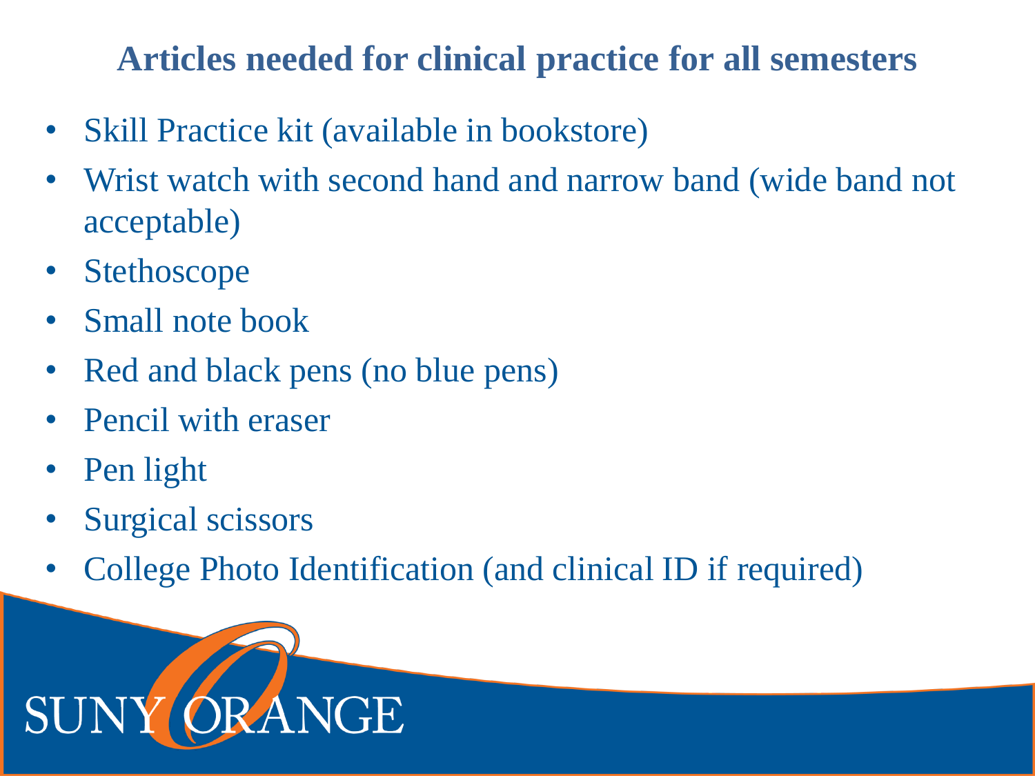## Articles needed for clinical practice for all semesters

- Skill Practice kit (available in bookstore)
- Wrist watch with second hand and narrow band (wide band not acceptable)
- Stethoscope
- Small note book
- Red and black pens (no blue pens)
- Pencil with eraser
- Pen light
- Surgical scissors
- College Photo Identification (and clinical ID if required)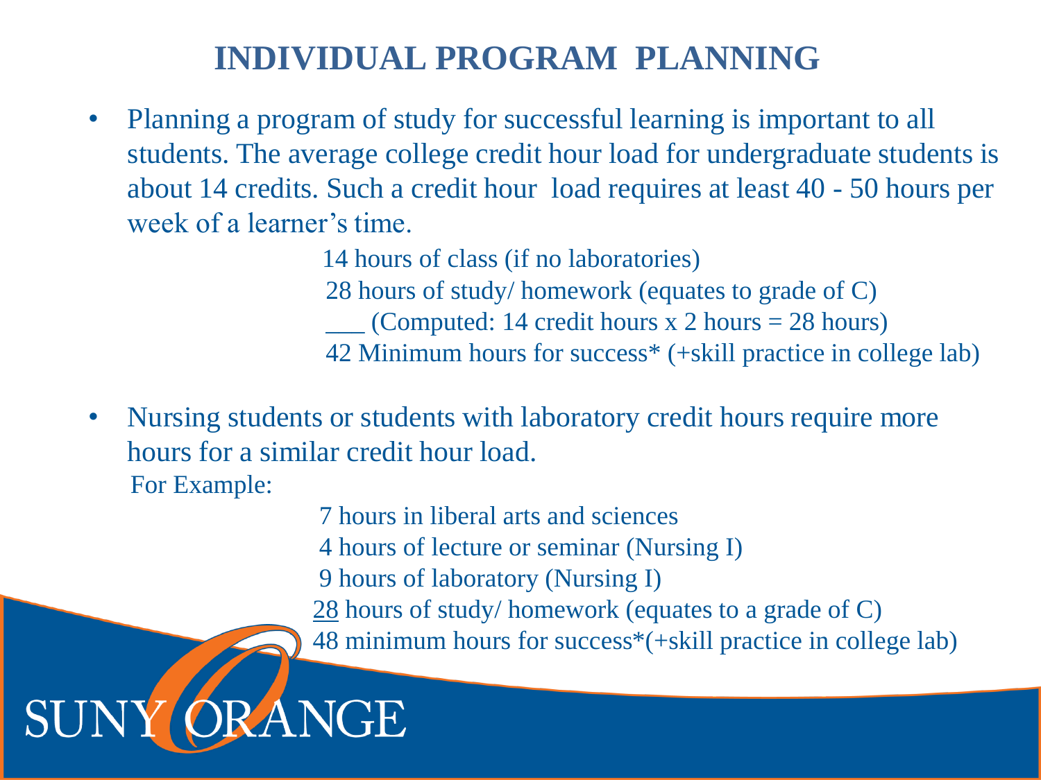# INDIVIDUAL PROGRAM PLANNING

- Planning a program of study for successful learning is important to all students. The average college credit hour load for undergraduate students is about 14 credits. Such a credit hour load requires at least 40 - 50 hours per week of a learner's time.

  14 hours of class (if no laboratories)
  28 hours of study/ homework (equates to grade of C)
  ___ (Computed: 14 credit hours x 2 hours = 28 hours)
  42 Minimum hours for success* (+skill practice in college lab)

- Nursing students or students with laboratory credit hours require more hours for a similar credit hour load.

  For Example:

  7 hours in liberal arts and sciences
  4 hours of lecture or seminar (Nursing I)
  9 hours of laboratory (Nursing I)
  28 hours of study/ homework (equates to a grade of C)
  48 minimum hours for success*(+skill practice in college lab)

SUNY ORANGE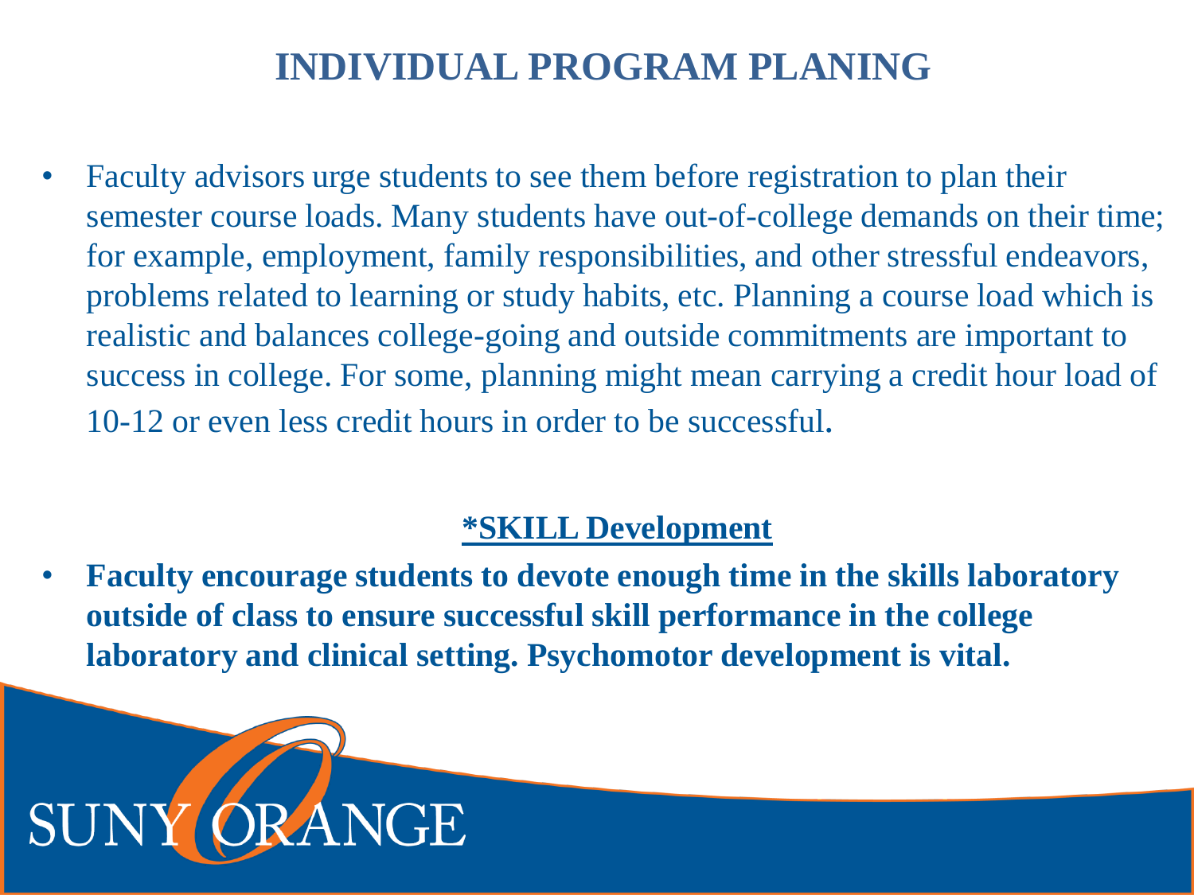# INDIVIDUAL PROGRAM PLANING

- Faculty advisors urge students to see them before registration to plan their semester course loads. Many students have out-of-college demands on their time; for example, employment, family responsibilities, and other stressful endeavors, problems related to learning or study habits, etc. Planning a course load which is realistic and balances college-going and outside commitments are important to success in college. For some, planning might mean carrying a credit hour load of 10-12 or even less credit hours in order to be successful.

**\*SKILL Development**

- **Faculty encourage students to devote enough time in the skills laboratory outside of class to ensure successful skill performance in the college laboratory and clinical setting. Psychomotor development is vital.**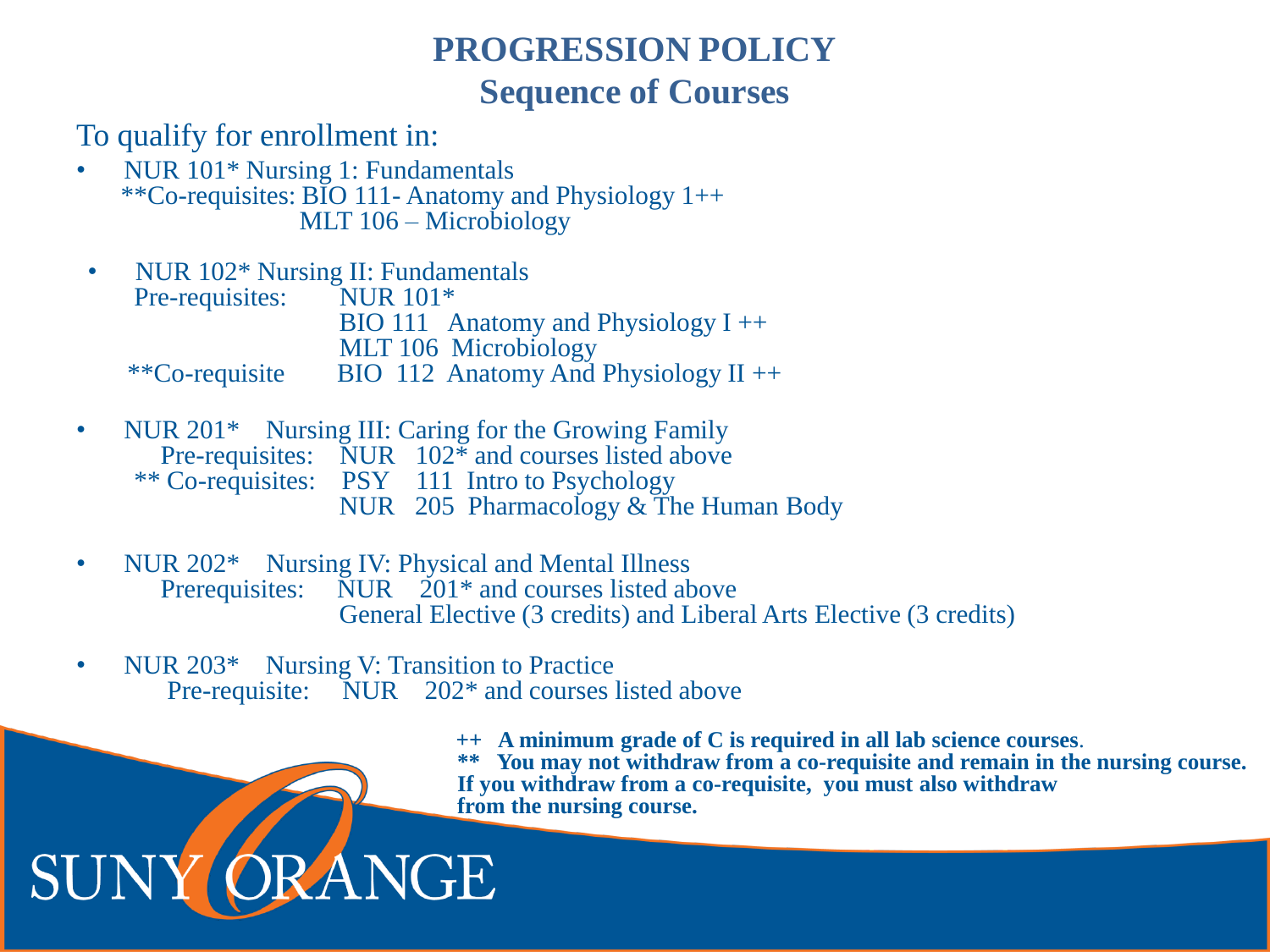# PROGRESSION POLICY

## Sequence of Courses

To qualify for enrollment in:

- NUR 101* Nursing 1: Fundamentals
  **Co-requisites: BIO 111- Anatomy and Physiology 1++
  MLT 106 – Microbiology

- NUR 102* Nursing II: Fundamentals
  Pre-requisites: NUR 101*
  BIO 111 Anatomy and Physiology I ++
  MLT 106 Microbiology
  **Co-requisite BIO 112 Anatomy And Physiology II ++

- NUR 201* Nursing III: Caring for the Growing Family
  Pre-requisites: NUR 102* and courses listed above
  ** Co-requisites: PSY 111 Intro to Psychology
  NUR 205 Pharmacology & The Human Body

- NUR 202* Nursing IV: Physical and Mental Illness
  Prerequisites: NUR 201* and courses listed above
  General Elective (3 credits) and Liberal Arts Elective (3 credits)

- NUR 203* Nursing V: Transition to Practice
  Pre-requisite: NUR 202* and courses listed above

**++ A minimum grade of C is required in all lab science courses.**
**** You may not withdraw from a co-requisite and remain in the nursing course. If you withdraw from a co-requisite, you must also withdraw from the nursing course.**

SUNY ORANGE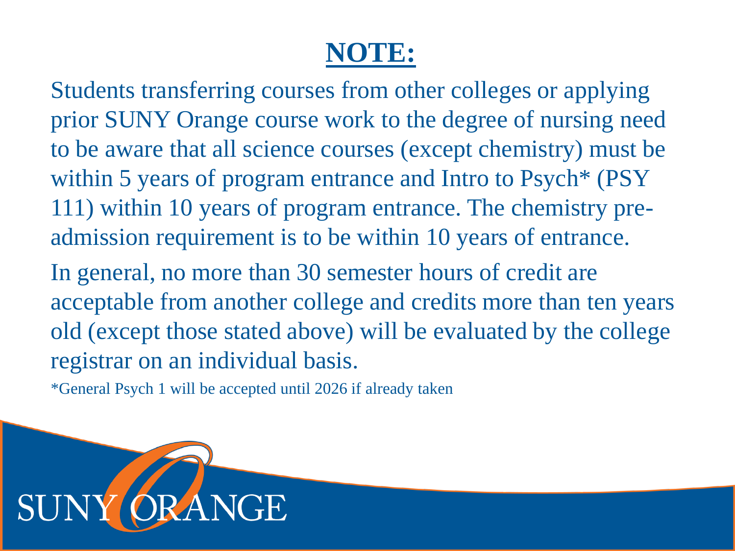# **NOTE:**

Students transferring courses from other colleges or applying prior SUNY Orange course work to the degree of nursing need to be aware that all science courses (except chemistry) must be within 5 years of program entrance and Intro to Psych* (PSY 111) within 10 years of program entrance. The chemistry pre-admission requirement is to be within 10 years of entrance.

In general, no more than 30 semester hours of credit are acceptable from another college and credits more than ten years old (except those stated above) will be evaluated by the college registrar on an individual basis.

*General Psych 1 will be accepted until 2026 if already taken

SUNY ORANGE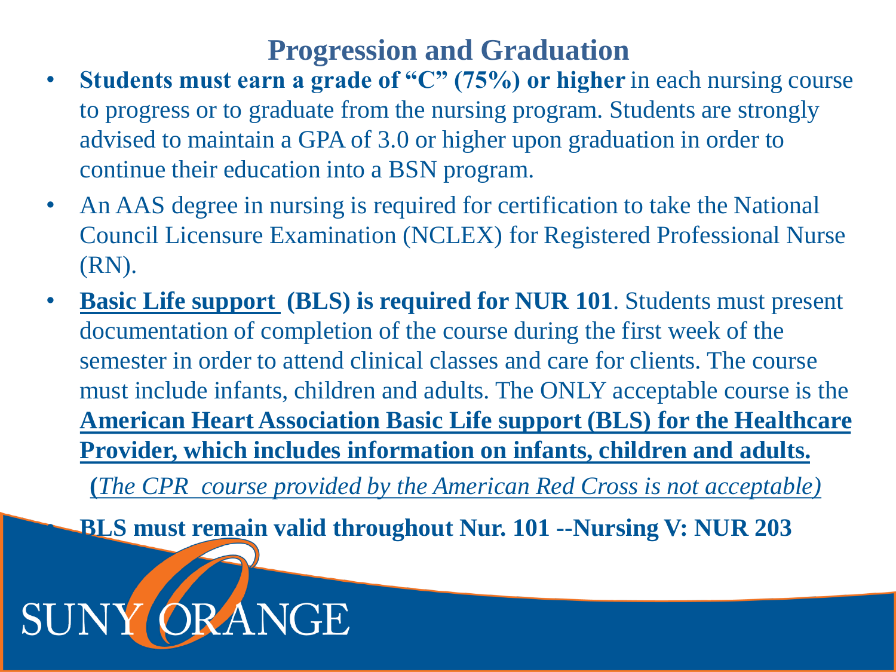# Progression and Graduation

- **Students must earn a grade of "C" (75%) or higher** in each nursing course to progress or to graduate from the nursing program. Students are strongly advised to maintain a GPA of 3.0 or higher upon graduation in order to continue their education into a BSN program.
- An AAS degree in nursing is required for certification to take the National Council Licensure Examination (NCLEX) for Registered Professional Nurse (RN).
- **Basic Life support (BLS) is required for NUR 101**. Students must present documentation of completion of the course during the first week of the semester in order to attend clinical classes and care for clients. The course must include infants, children and adults. The ONLY acceptable course is the **American Heart Association Basic Life support (BLS) for the Healthcare Provider, which includes information on infants, children and adults.**

  **(***The CPR course provided by the American Red Cross is not acceptable)*

- **BLS must remain valid throughout Nur. 101 --Nursing V: NUR 203**

SUNY ORANGE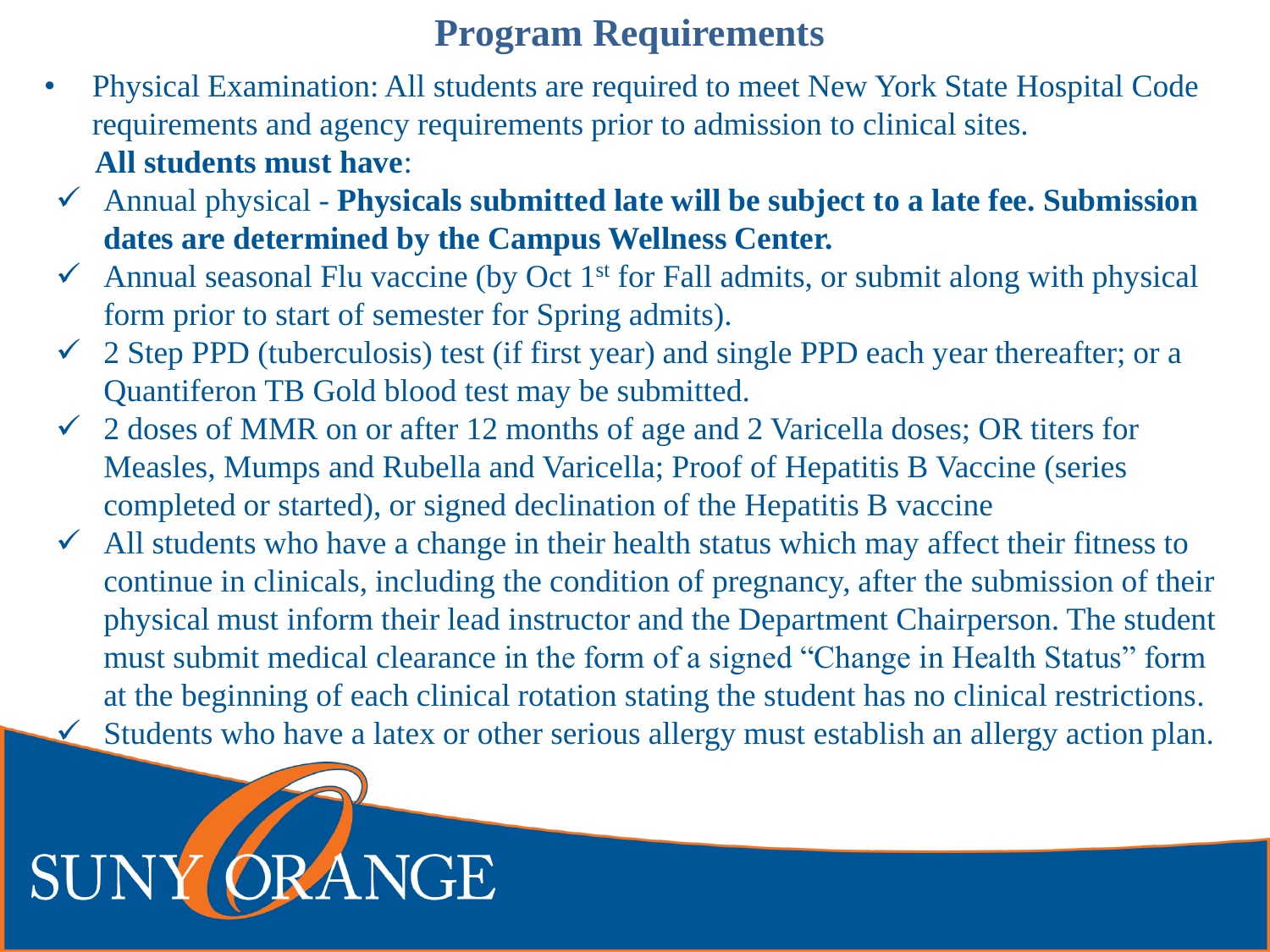# Program Requirements

- Physical Examination: All students are required to meet New York State Hospital Code requirements and agency requirements prior to admission to clinical sites.

  **All students must have**:

  - ✓ Annual physical - **Physicals submitted late will be subject to a late fee. Submission dates are determined by the Campus Wellness Center.**
  - ✓ Annual seasonal Flu vaccine (by Oct 1st for Fall admits, or submit along with physical form prior to start of semester for Spring admits).
  - ✓ 2 Step PPD (tuberculosis) test (if first year) and single PPD each year thereafter; or a Quantiferon TB Gold blood test may be submitted.
  - ✓ 2 doses of MMR on or after 12 months of age and 2 Varicella doses; OR titers for Measles, Mumps and Rubella and Varicella; Proof of Hepatitis B Vaccine (series completed or started), or signed declination of the Hepatitis B vaccine
  - ✓ All students who have a change in their health status which may affect their fitness to continue in clinicals, including the condition of pregnancy, after the submission of their physical must inform their lead instructor and the Department Chairperson. The student must submit medical clearance in the form of a signed "Change in Health Status" form at the beginning of each clinical rotation stating the student has no clinical restrictions.
  - ✓ Students who have a latex or other serious allergy must establish an allergy action plan.

SUNY ORANGE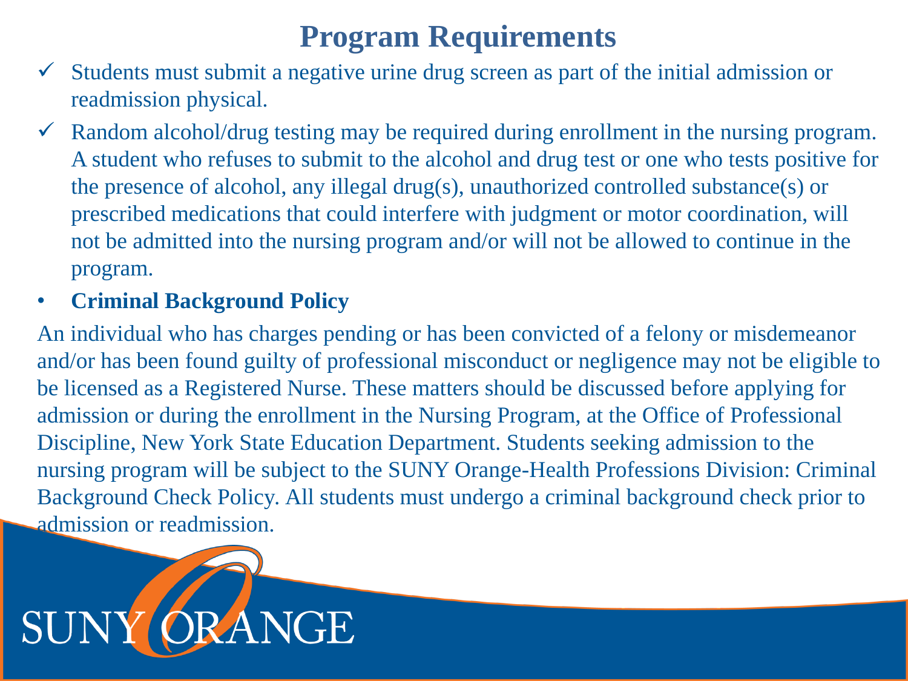# Program Requirements

- ✓ Students must submit a negative urine drug screen as part of the initial admission or readmission physical.
- ✓ Random alcohol/drug testing may be required during enrollment in the nursing program. A student who refuses to submit to the alcohol and drug test or one who tests positive for the presence of alcohol, any illegal drug(s), unauthorized controlled substance(s) or prescribed medications that could interfere with judgment or motor coordination, will not be admitted into the nursing program and/or will not be allowed to continue in the program.
- **Criminal Background Policy**

An individual who has charges pending or has been convicted of a felony or misdemeanor and/or has been found guilty of professional misconduct or negligence may not be eligible to be licensed as a Registered Nurse. These matters should be discussed before applying for admission or during the enrollment in the Nursing Program, at the Office of Professional Discipline, New York State Education Department. Students seeking admission to the nursing program will be subject to the SUNY Orange-Health Professions Division: Criminal Background Check Policy. All students must undergo a criminal background check prior to admission or readmission.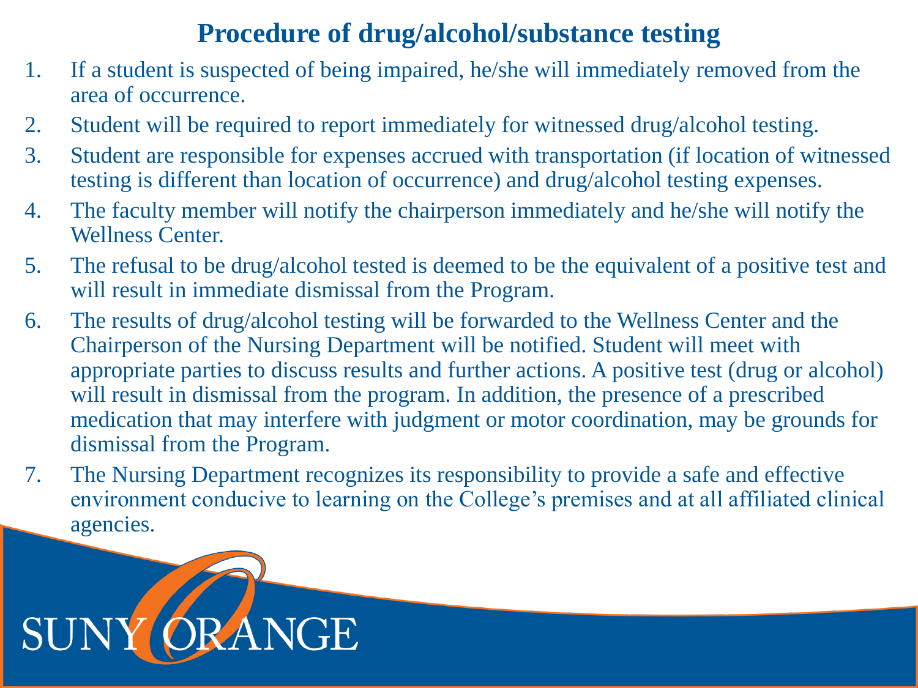# Procedure of drug/alcohol/substance testing

1. If a student is suspected of being impaired, he/she will immediately removed from the area of occurrence.
2. Student will be required to report immediately for witnessed drug/alcohol testing.
3. Student are responsible for expenses accrued with transportation (if location of witnessed testing is different than location of occurrence) and drug/alcohol testing expenses.
4. The faculty member will notify the chairperson immediately and he/she will notify the Wellness Center.
5. The refusal to be drug/alcohol tested is deemed to be the equivalent of a positive test and will result in immediate dismissal from the Program.
6. The results of drug/alcohol testing will be forwarded to the Wellness Center and the Chairperson of the Nursing Department will be notified. Student will meet with appropriate parties to discuss results and further actions. A positive test (drug or alcohol) will result in dismissal from the program. In addition, the presence of a prescribed medication that may interfere with judgment or motor coordination, may be grounds for dismissal from the Program.
7. The Nursing Department recognizes its responsibility to provide a safe and effective environment conducive to learning on the College's premises and at all affiliated clinical agencies.

SUNY ORANGE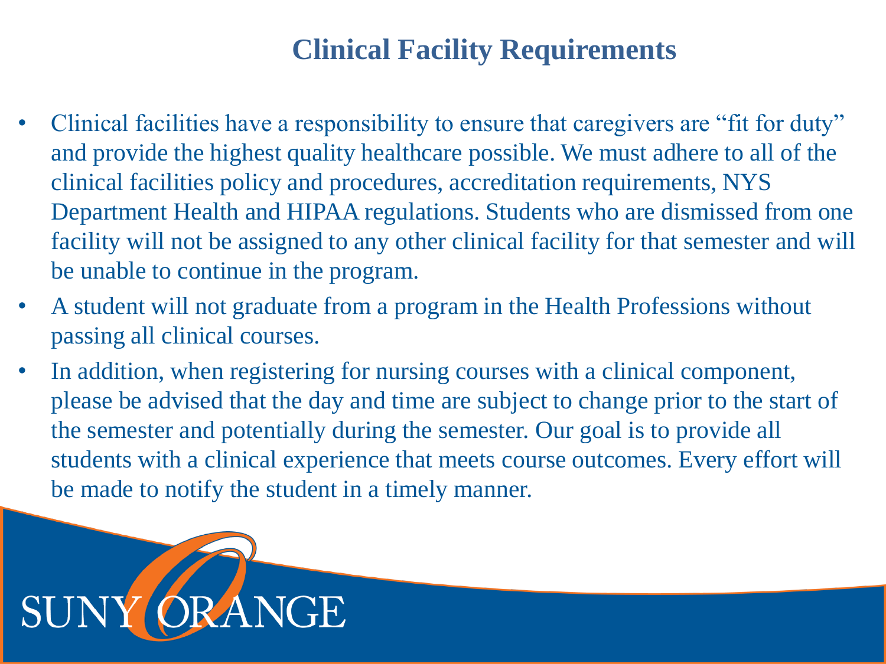# Clinical Facility Requirements

- Clinical facilities have a responsibility to ensure that caregivers are "fit for duty" and provide the highest quality healthcare possible. We must adhere to all of the clinical facilities policy and procedures, accreditation requirements, NYS Department Health and HIPAA regulations. Students who are dismissed from one facility will not be assigned to any other clinical facility for that semester and will be unable to continue in the program.
- A student will not graduate from a program in the Health Professions without passing all clinical courses.
- In addition, when registering for nursing courses with a clinical component, please be advised that the day and time are subject to change prior to the start of the semester and potentially during the semester. Our goal is to provide all students with a clinical experience that meets course outcomes. Every effort will be made to notify the student in a timely manner.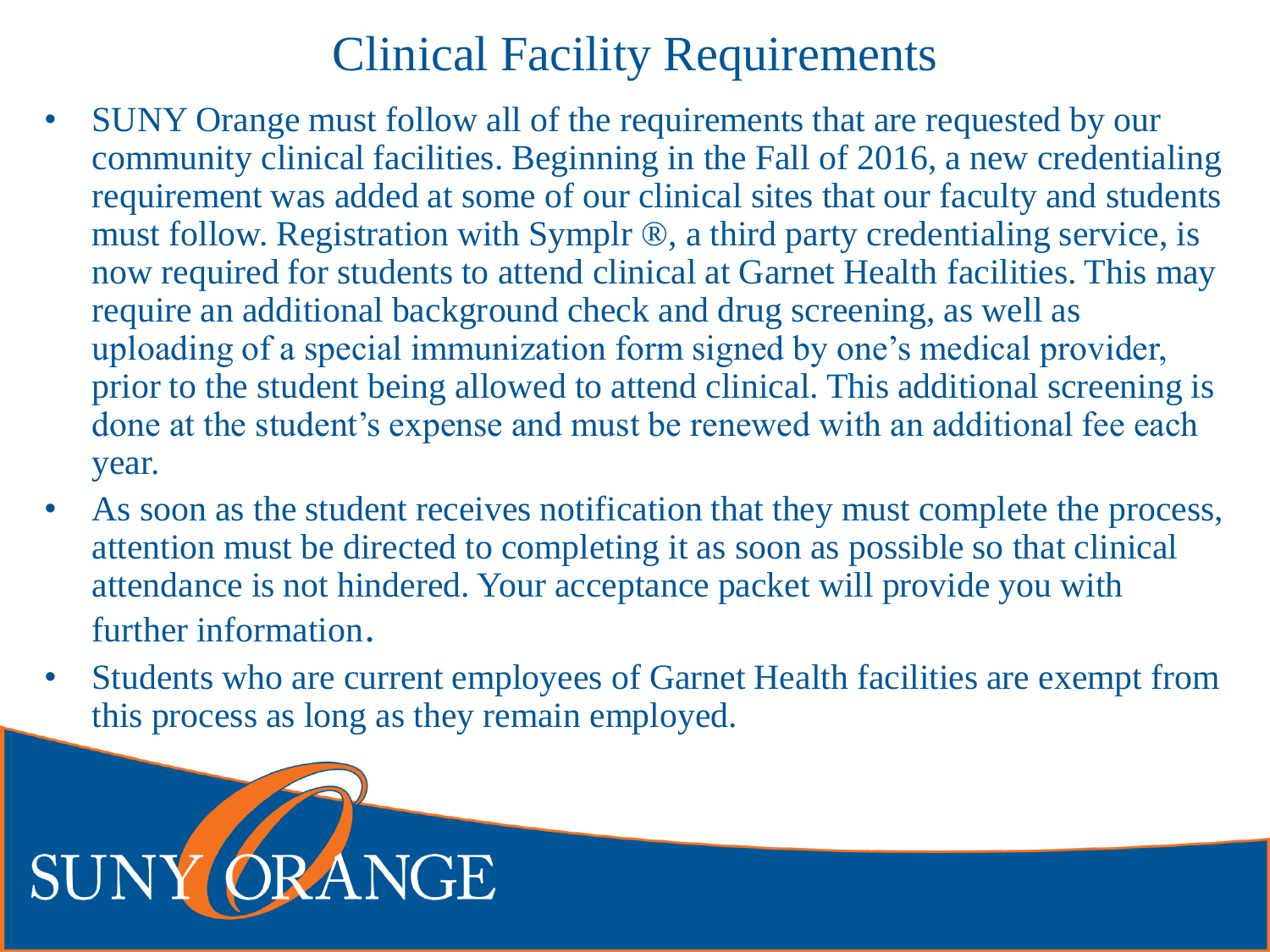# Clinical Facility Requirements

- SUNY Orange must follow all of the requirements that are requested by our community clinical facilities. Beginning in the Fall of 2016, a new credentialing requirement was added at some of our clinical sites that our faculty and students must follow. Registration with Symplr ®, a third party credentialing service, is now required for students to attend clinical at Garnet Health facilities. This may require an additional background check and drug screening, as well as uploading of a special immunization form signed by one's medical provider, prior to the student being allowed to attend clinical. This additional screening is done at the student's expense and must be renewed with an additional fee each year.
- As soon as the student receives notification that they must complete the process, attention must be directed to completing it as soon as possible so that clinical attendance is not hindered. Your acceptance packet will provide you with further information.
- Students who are current employees of Garnet Health facilities are exempt from this process as long as they remain employed.

SUNY ORANGE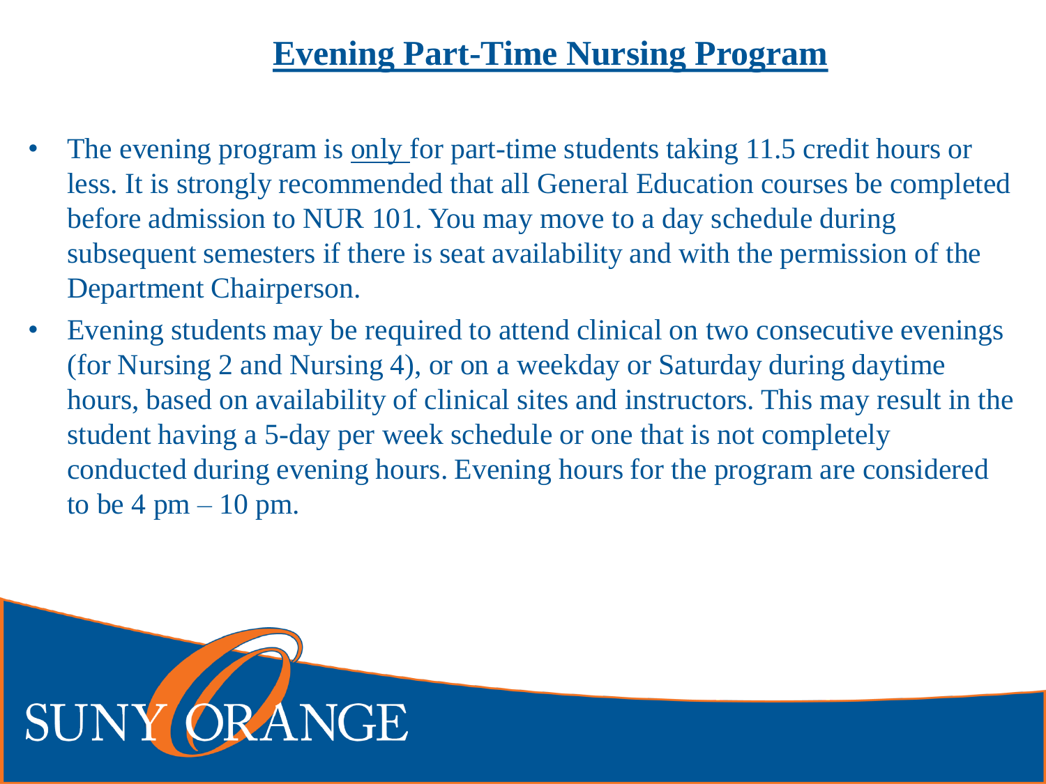# Evening Part-Time Nursing Program

- The evening program is only for part-time students taking 11.5 credit hours or less. It is strongly recommended that all General Education courses be completed before admission to NUR 101. You may move to a day schedule during subsequent semesters if there is seat availability and with the permission of the Department Chairperson.
- Evening students may be required to attend clinical on two consecutive evenings (for Nursing 2 and Nursing 4), or on a weekday or Saturday during daytime hours, based on availability of clinical sites and instructors. This may result in the student having a 5-day per week schedule or one that is not completely conducted during evening hours. Evening hours for the program are considered to be 4 pm – 10 pm.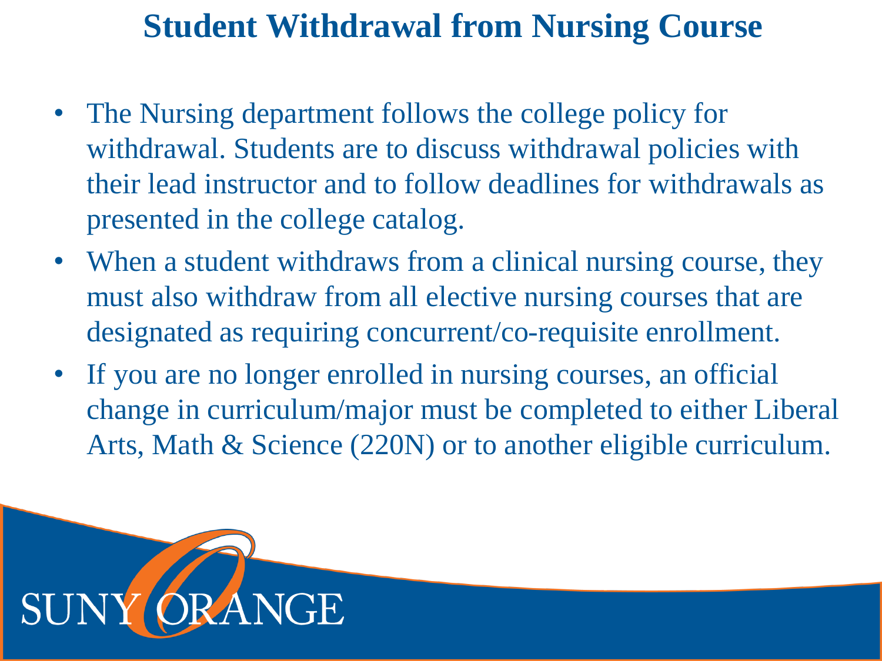# Student Withdrawal from Nursing Course

- The Nursing department follows the college policy for withdrawal. Students are to discuss withdrawal policies with their lead instructor and to follow deadlines for withdrawals as presented in the college catalog.
- When a student withdraws from a clinical nursing course, they must also withdraw from all elective nursing courses that are designated as requiring concurrent/co-requisite enrollment.
- If you are no longer enrolled in nursing courses, an official change in curriculum/major must be completed to either Liberal Arts, Math & Science (220N) or to another eligible curriculum.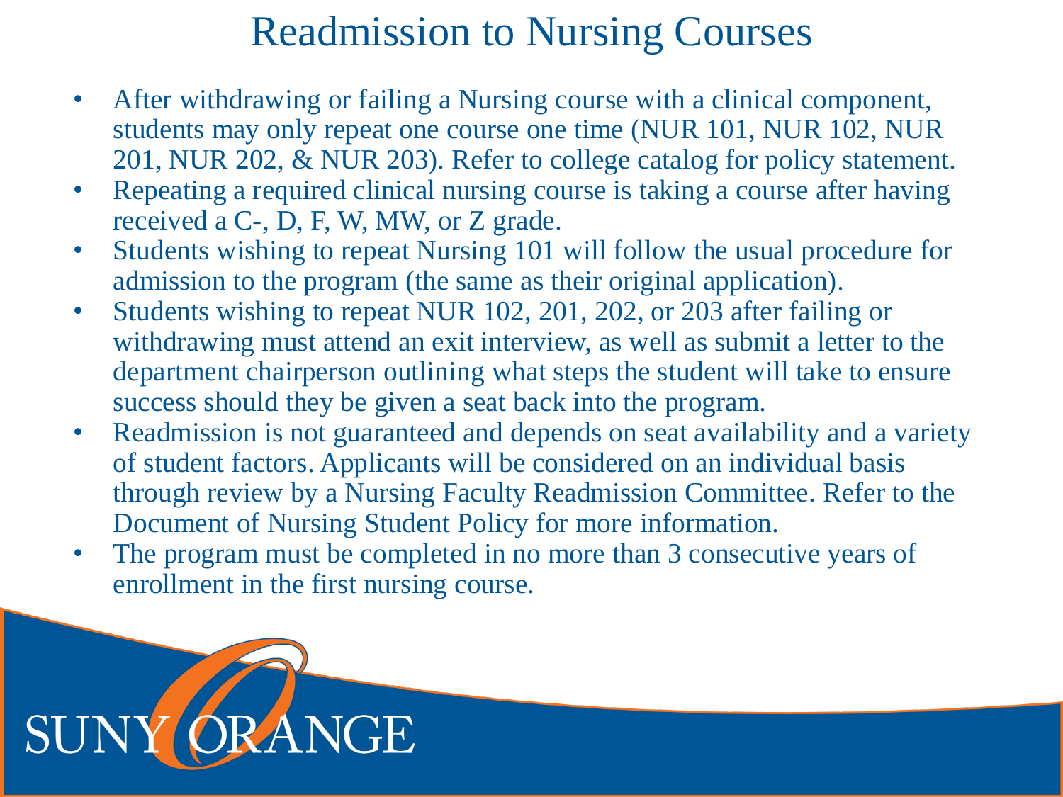# Readmission to Nursing Courses

- After withdrawing or failing a Nursing course with a clinical component, students may only repeat one course one time (NUR 101, NUR 102, NUR 201, NUR 202, & NUR 203). Refer to college catalog for policy statement.
- Repeating a required clinical nursing course is taking a course after having received a C-, D, F, W, MW, or Z grade.
- Students wishing to repeat Nursing 101 will follow the usual procedure for admission to the program (the same as their original application).
- Students wishing to repeat NUR 102, 201, 202, or 203 after failing or withdrawing must attend an exit interview, as well as submit a letter to the department chairperson outlining what steps the student will take to ensure success should they be given a seat back into the program.
- Readmission is not guaranteed and depends on seat availability and a variety of student factors. Applicants will be considered on an individual basis through review by a Nursing Faculty Readmission Committee. Refer to the Document of Nursing Student Policy for more information.
- The program must be completed in no more than 3 consecutive years of enrollment in the first nursing course.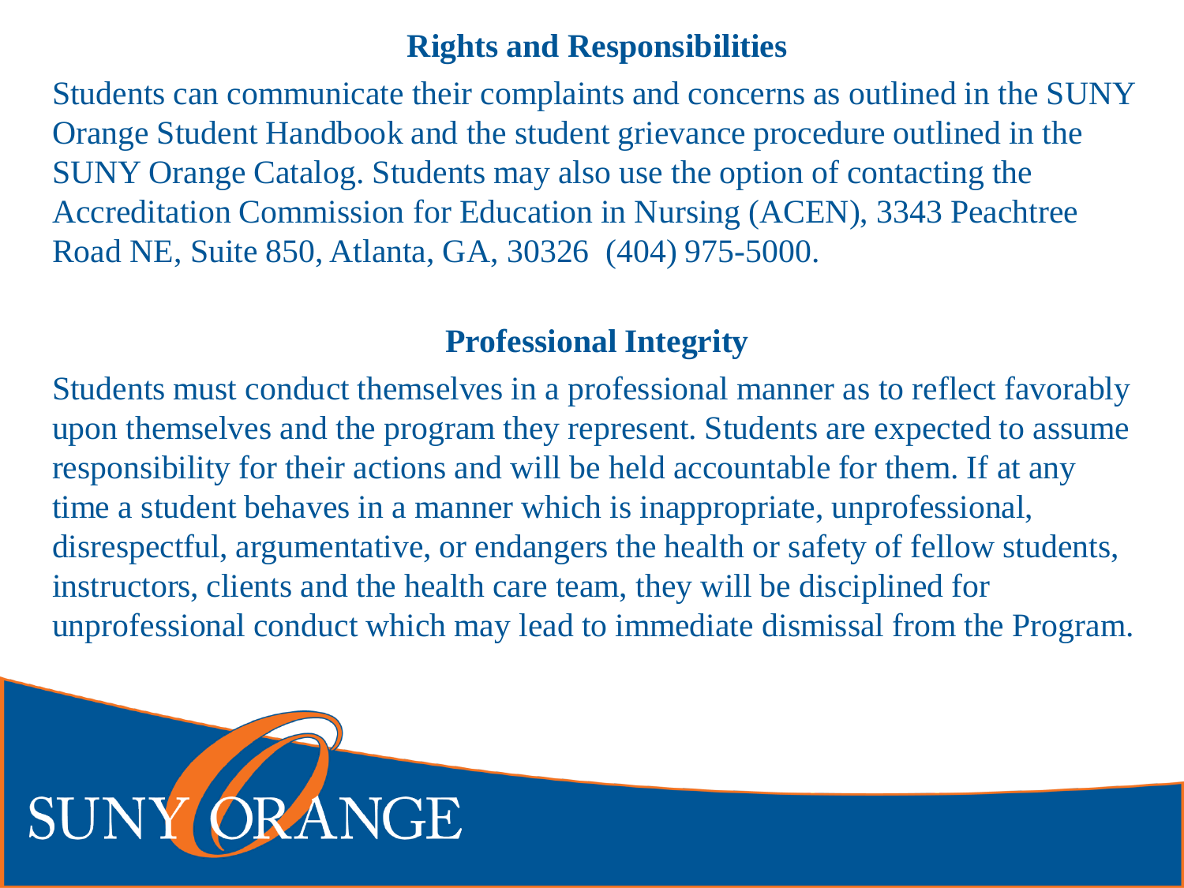## Rights and Responsibilities

Students can communicate their complaints and concerns as outlined in the SUNY Orange Student Handbook and the student grievance procedure outlined in the SUNY Orange Catalog. Students may also use the option of contacting the Accreditation Commission for Education in Nursing (ACEN), 3343 Peachtree Road NE, Suite 850, Atlanta, GA, 30326 (404) 975-5000.

## Professional Integrity

Students must conduct themselves in a professional manner as to reflect favorably upon themselves and the program they represent. Students are expected to assume responsibility for their actions and will be held accountable for them. If at any time a student behaves in a manner which is inappropriate, unprofessional, disrespectful, argumentative, or endangers the health or safety of fellow students, instructors, clients and the health care team, they will be disciplined for unprofessional conduct which may lead to immediate dismissal from the Program.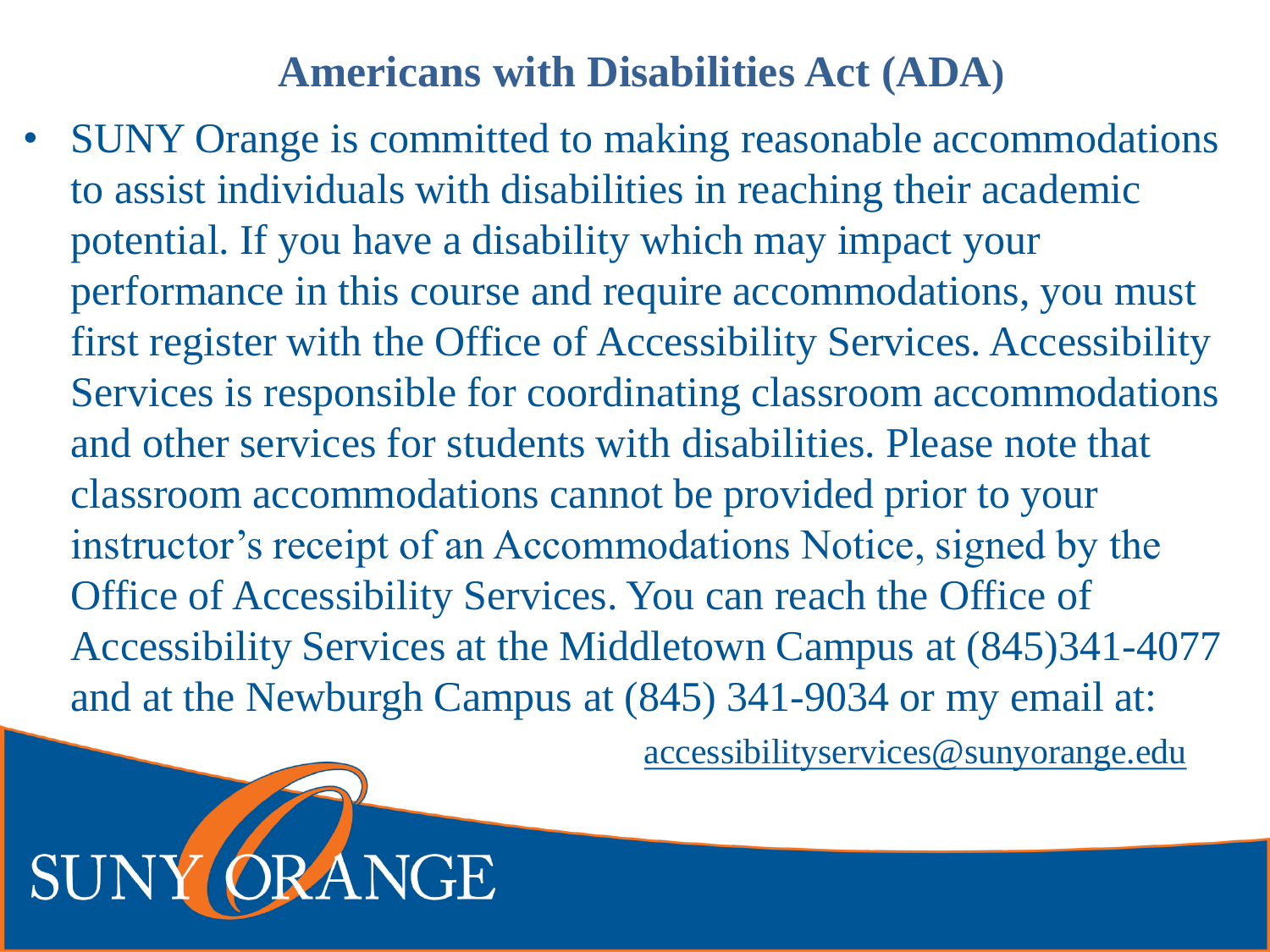## Americans with Disabilities Act (ADA)

- SUNY Orange is committed to making reasonable accommodations to assist individuals with disabilities in reaching their academic potential. If you have a disability which may impact your performance in this course and require accommodations, you must first register with the Office of Accessibility Services. Accessibility Services is responsible for coordinating classroom accommodations and other services for students with disabilities. Please note that classroom accommodations cannot be provided prior to your instructor's receipt of an Accommodations Notice, signed by the Office of Accessibility Services. You can reach the Office of Accessibility Services at the Middletown Campus at (845)341-4077 and at the Newburgh Campus at (845) 341-9034 or my email at: accessibilityservices@sunyorange.edu

SUNY ORANGE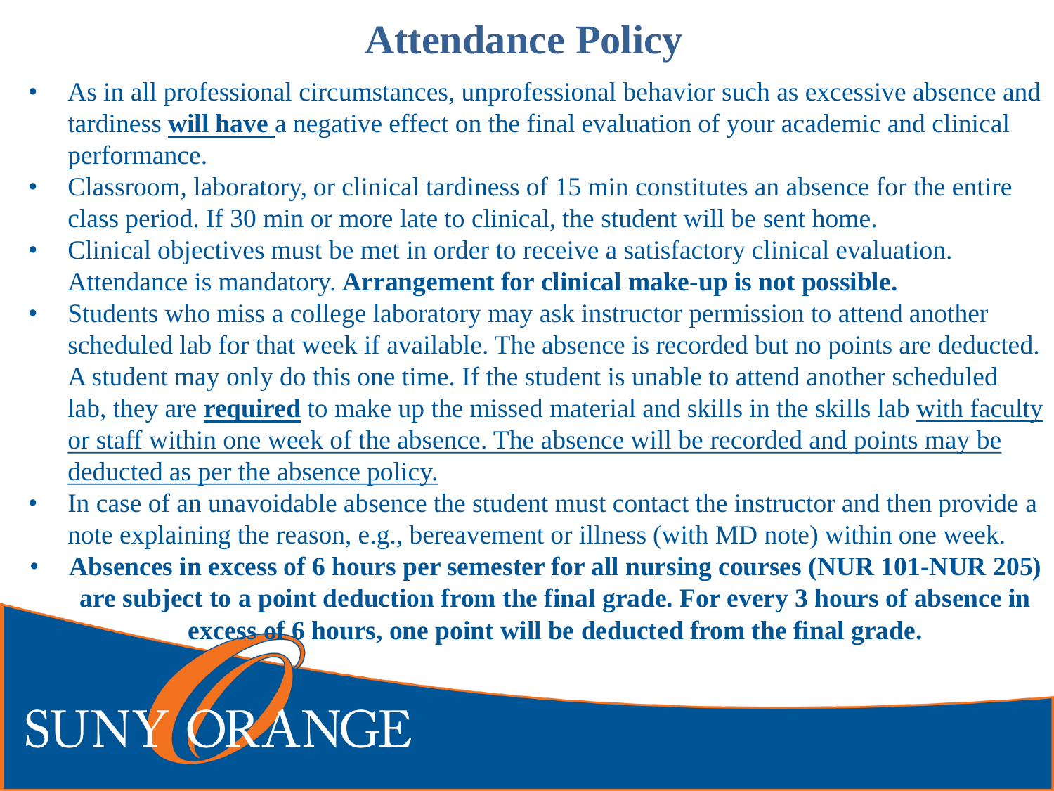# Attendance Policy

- As in all professional circumstances, unprofessional behavior such as excessive absence and tardiness <u>**will have**</u> a negative effect on the final evaluation of your academic and clinical performance.
- Classroom, laboratory, or clinical tardiness of 15 min constitutes an absence for the entire class period. If 30 min or more late to clinical, the student will be sent home.
- Clinical objectives must be met in order to receive a satisfactory clinical evaluation. Attendance is mandatory. **Arrangement for clinical make-up is not possible.**
- Students who miss a college laboratory may ask instructor permission to attend another scheduled lab for that week if available. The absence is recorded but no points are deducted. A student may only do this one time. If the student is unable to attend another scheduled lab, they are <u>**required**</u> to make up the missed material and skills in the skills lab <u>with faculty or staff within one week of the absence. The absence will be recorded and points may be deducted as per the absence policy.</u>
- In case of an unavoidable absence the student must contact the instructor and then provide a note explaining the reason, e.g., bereavement or illness (with MD note) within one week.
- **Absences in excess of 6 hours per semester for all nursing courses (NUR 101-NUR 205) are subject to a point deduction from the final grade. For every 3 hours of absence in excess of 6 hours, one point will be deducted from the final grade.**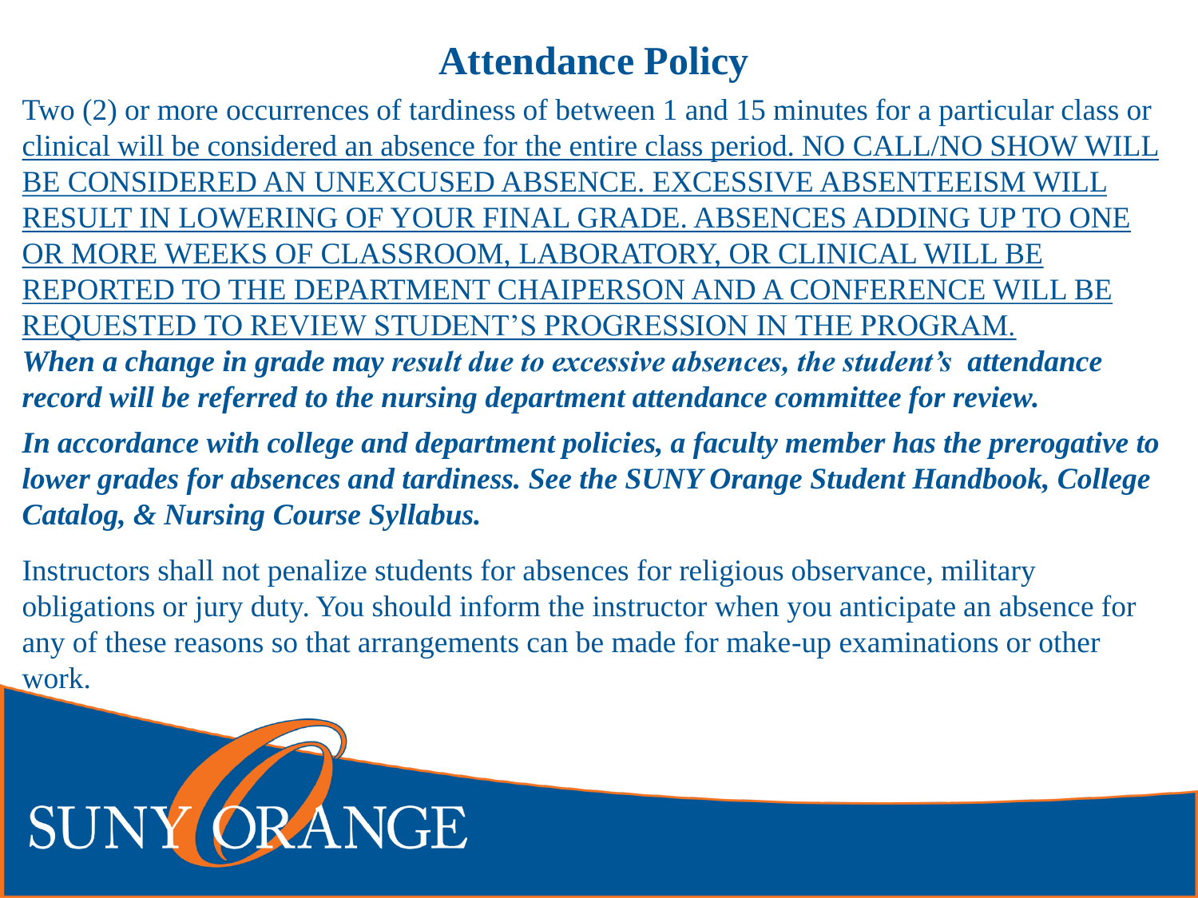# Attendance Policy

Two (2) or more occurrences of tardiness of between 1 and 15 minutes for a particular class or clinical will be considered an absence for the entire class period. NO CALL/NO SHOW WILL BE CONSIDERED AN UNEXCUSED ABSENCE. EXCESSIVE ABSENTEEISM WILL RESULT IN LOWERING OF YOUR FINAL GRADE. ABSENCES ADDING UP TO ONE OR MORE WEEKS OF CLASSROOM, LABORATORY, OR CLINICAL WILL BE REPORTED TO THE DEPARTMENT CHAIPERSON AND A CONFERENCE WILL BE REQUESTED TO REVIEW STUDENT'S PROGRESSION IN THE PROGRAM. ***When a change in grade may result due to excessive absences, the student's attendance record will be referred to the nursing department attendance committee for review.***

***In accordance with college and department policies, a faculty member has the prerogative to lower grades for absences and tardiness. See the SUNY Orange Student Handbook, College Catalog, & Nursing Course Syllabus.***

Instructors shall not penalize students for absences for religious observance, military obligations or jury duty. You should inform the instructor when you anticipate an absence for any of these reasons so that arrangements can be made for make-up examinations or other work.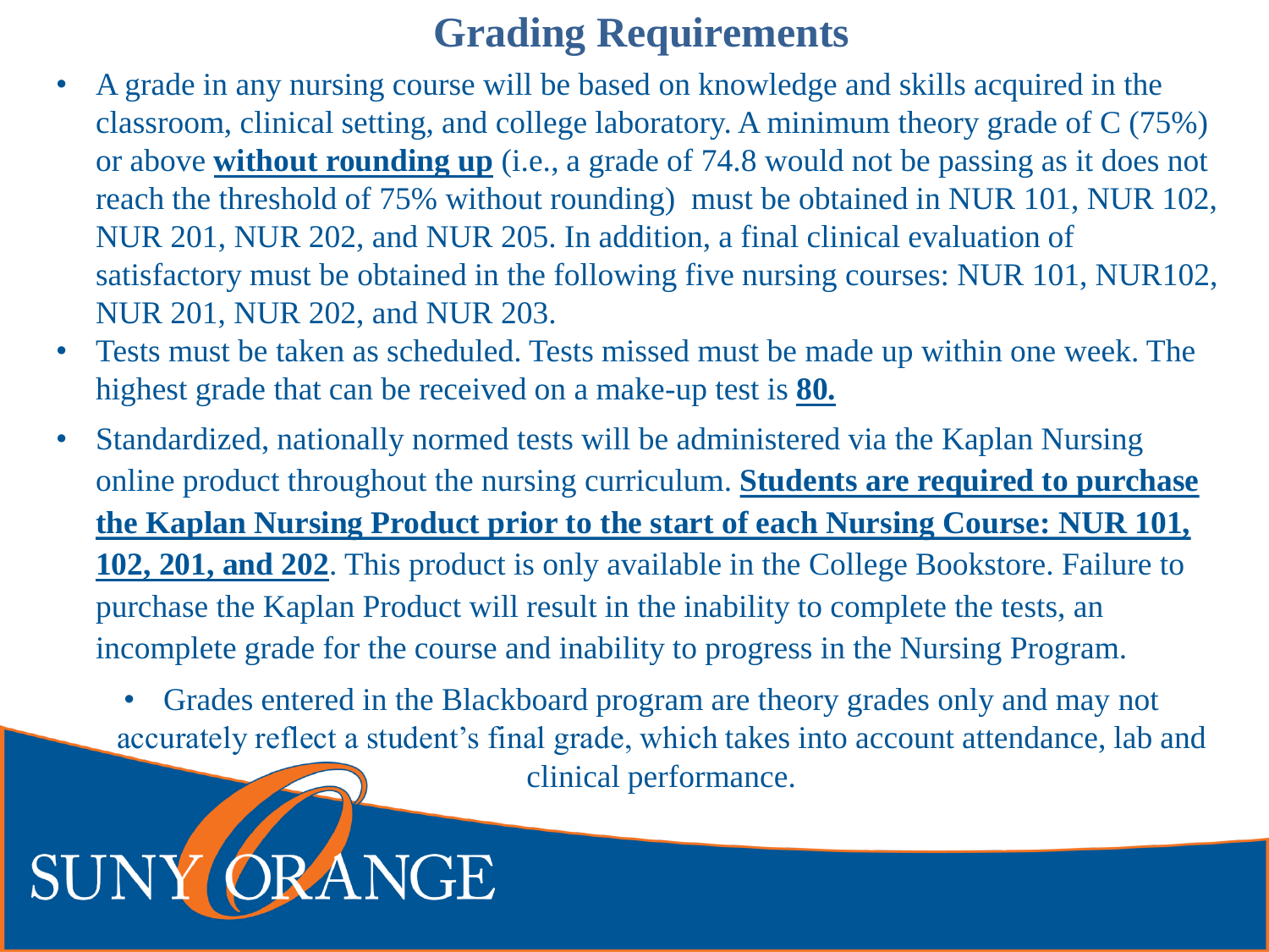# Grading Requirements

- A grade in any nursing course will be based on knowledge and skills acquired in the classroom, clinical setting, and college laboratory. A minimum theory grade of C (75%) or above **without rounding up** (i.e., a grade of 74.8 would not be passing as it does not reach the threshold of 75% without rounding) must be obtained in NUR 101, NUR 102, NUR 201, NUR 202, and NUR 205. In addition, a final clinical evaluation of satisfactory must be obtained in the following five nursing courses: NUR 101, NUR102, NUR 201, NUR 202, and NUR 203.
- Tests must be taken as scheduled. Tests missed must be made up within one week. The highest grade that can be received on a make-up test is **80.**
- Standardized, nationally normed tests will be administered via the Kaplan Nursing online product throughout the nursing curriculum. **Students are required to purchase the Kaplan Nursing Product prior to the start of each Nursing Course: NUR 101, 102, 201, and 202**. This product is only available in the College Bookstore. Failure to purchase the Kaplan Product will result in the inability to complete the tests, an incomplete grade for the course and inability to progress in the Nursing Program.
  - Grades entered in the Blackboard program are theory grades only and may not accurately reflect a student's final grade, which takes into account attendance, lab and clinical performance.

SUNY ORANGE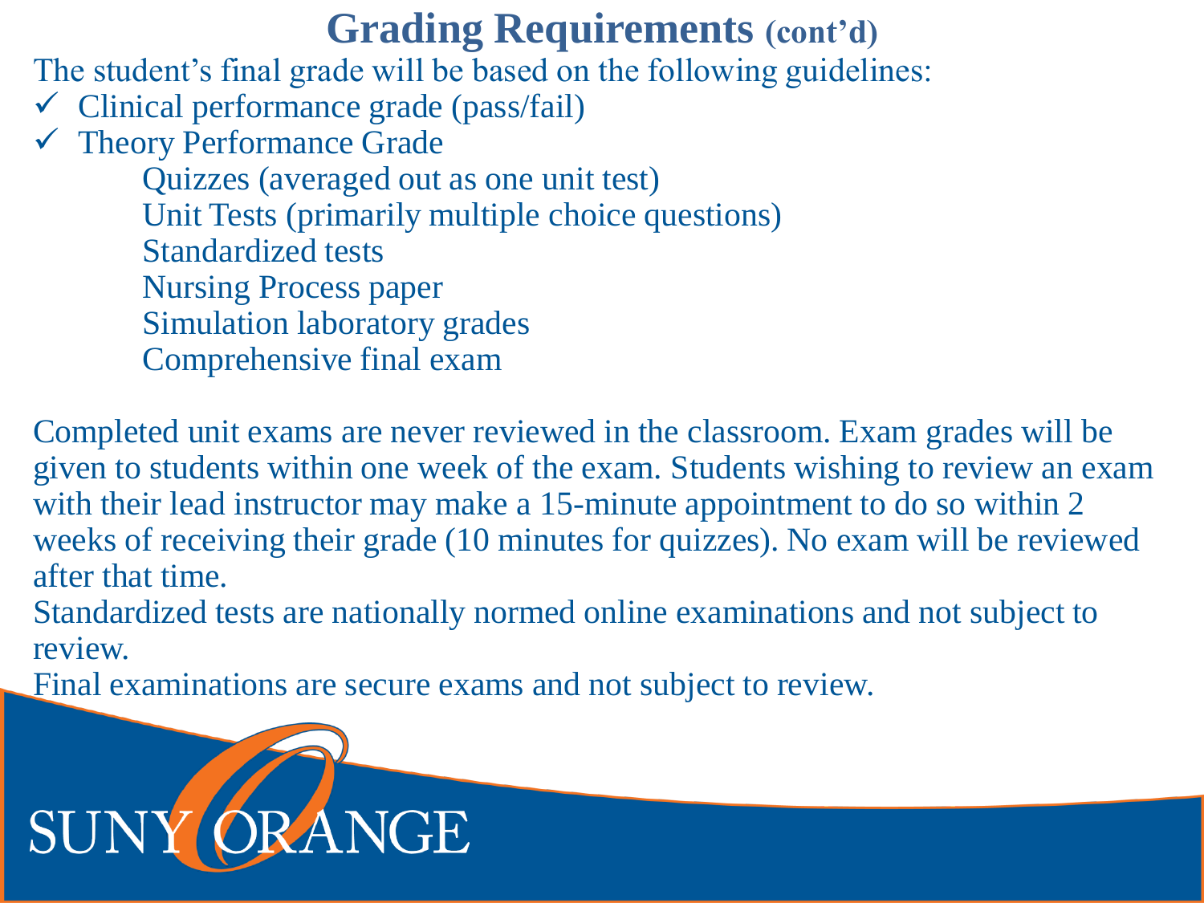# Grading Requirements (cont'd)

The student's final grade will be based on the following guidelines:

- ✓ Clinical performance grade (pass/fail)
- ✓ Theory Performance Grade
  - Quizzes (averaged out as one unit test)
  - Unit Tests (primarily multiple choice questions)
  - Standardized tests
  - Nursing Process paper
  - Simulation laboratory grades
  - Comprehensive final exam

Completed unit exams are never reviewed in the classroom. Exam grades will be given to students within one week of the exam. Students wishing to review an exam with their lead instructor may make a 15-minute appointment to do so within 2 weeks of receiving their grade (10 minutes for quizzes). No exam will be reviewed after that time.

Standardized tests are nationally normed online examinations and not subject to review.

Final examinations are secure exams and not subject to review.

SUNY ORANGE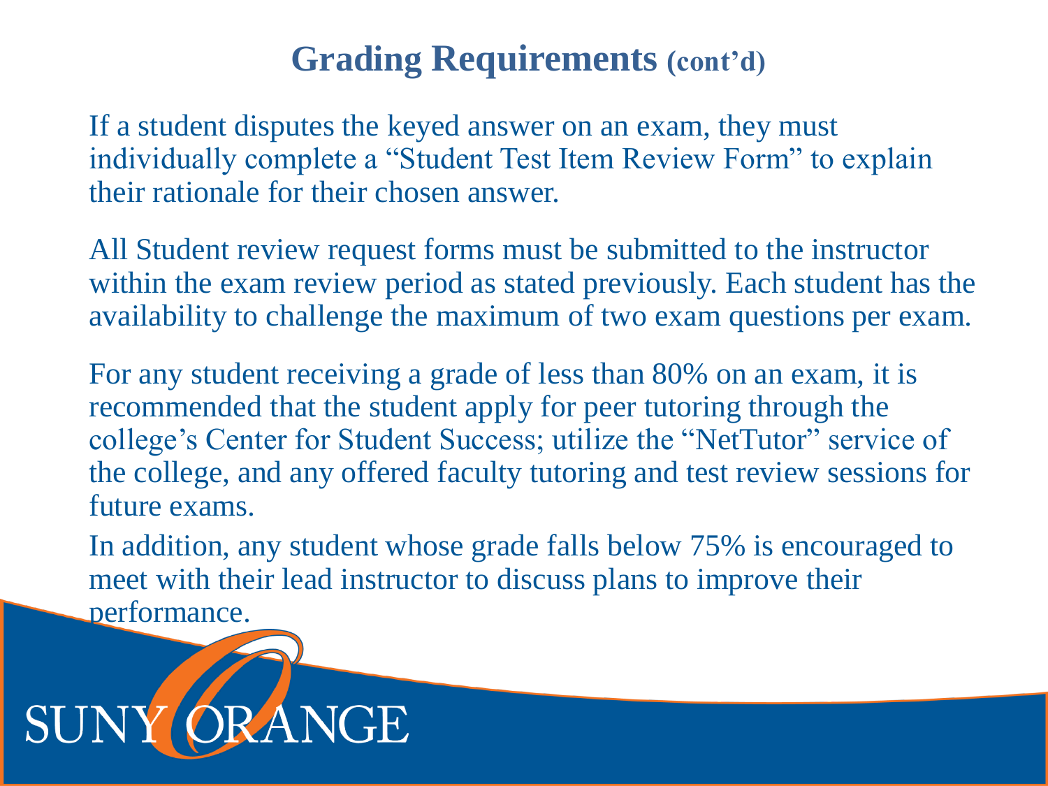## Grading Requirements (cont'd)

If a student disputes the keyed answer on an exam, they must individually complete a "Student Test Item Review Form" to explain their rationale for their chosen answer.

All Student review request forms must be submitted to the instructor within the exam review period as stated previously. Each student has the availability to challenge the maximum of two exam questions per exam.

For any student receiving a grade of less than 80% on an exam, it is recommended that the student apply for peer tutoring through the college's Center for Student Success; utilize the "NetTutor" service of the college, and any offered faculty tutoring and test review sessions for future exams.

In addition, any student whose grade falls below 75% is encouraged to meet with their lead instructor to discuss plans to improve their performance.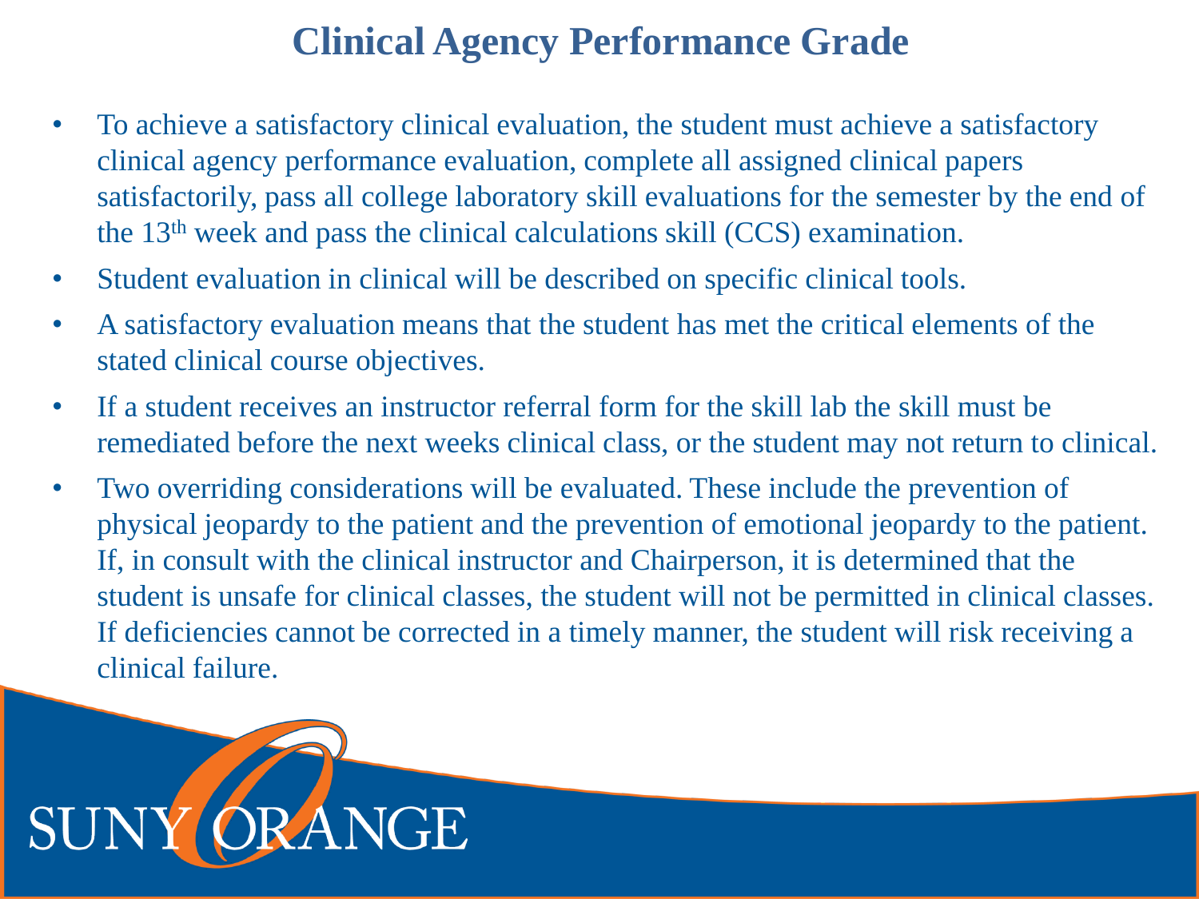# Clinical Agency Performance Grade

- To achieve a satisfactory clinical evaluation, the student must achieve a satisfactory clinical agency performance evaluation, complete all assigned clinical papers satisfactorily, pass all college laboratory skill evaluations for the semester by the end of the 13th week and pass the clinical calculations skill (CCS) examination.
- Student evaluation in clinical will be described on specific clinical tools.
- A satisfactory evaluation means that the student has met the critical elements of the stated clinical course objectives.
- If a student receives an instructor referral form for the skill lab the skill must be remediated before the next weeks clinical class, or the student may not return to clinical.
- Two overriding considerations will be evaluated. These include the prevention of physical jeopardy to the patient and the prevention of emotional jeopardy to the patient. If, in consult with the clinical instructor and Chairperson, it is determined that the student is unsafe for clinical classes, the student will not be permitted in clinical classes. If deficiencies cannot be corrected in a timely manner, the student will risk receiving a clinical failure.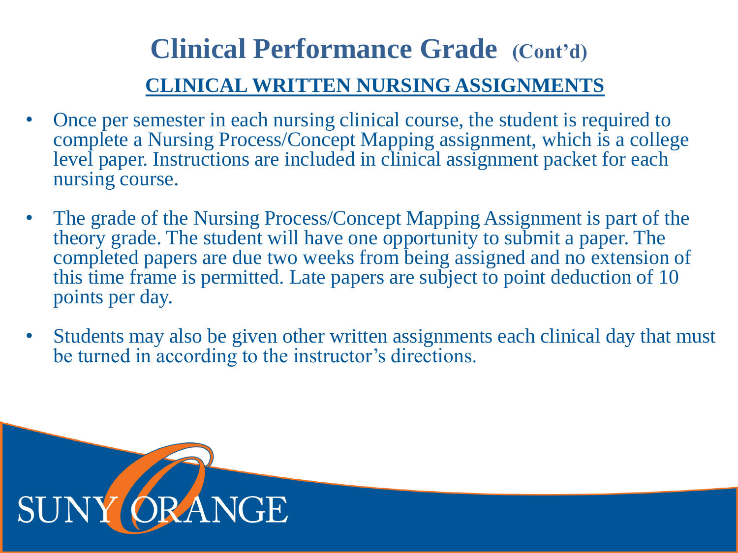# Clinical Performance Grade (Cont'd)

## CLINICAL WRITTEN NURSING ASSIGNMENTS

- Once per semester in each nursing clinical course, the student is required to complete a Nursing Process/Concept Mapping assignment, which is a college level paper. Instructions are included in clinical assignment packet for each nursing course.
- The grade of the Nursing Process/Concept Mapping Assignment is part of the theory grade. The student will have one opportunity to submit a paper. The completed papers are due two weeks from being assigned and no extension of this time frame is permitted. Late papers are subject to point deduction of 10 points per day.
- Students may also be given other written assignments each clinical day that must be turned in according to the instructor's directions.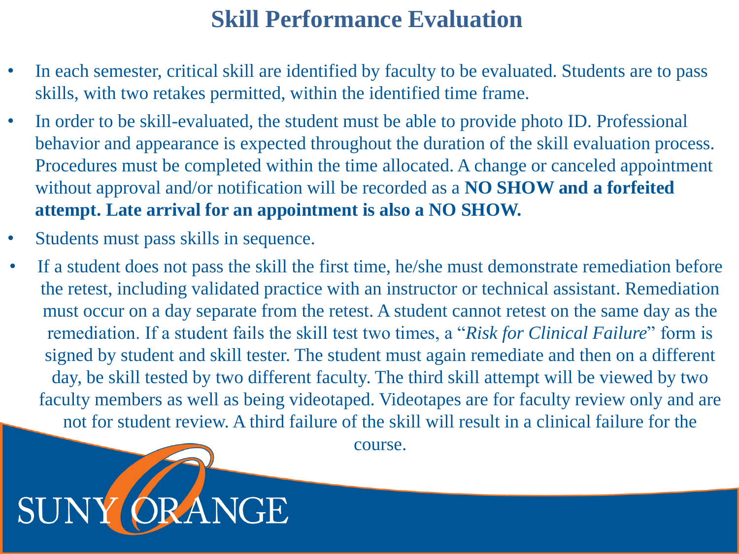# Skill Performance Evaluation

- In each semester, critical skill are identified by faculty to be evaluated. Students are to pass skills, with two retakes permitted, within the identified time frame.
- In order to be skill-evaluated, the student must be able to provide photo ID. Professional behavior and appearance is expected throughout the duration of the skill evaluation process. Procedures must be completed within the time allocated. A change or canceled appointment without approval and/or notification will be recorded as a **NO SHOW and a forfeited attempt. Late arrival for an appointment is also a NO SHOW.**
- Students must pass skills in sequence.
- If a student does not pass the skill the first time, he/she must demonstrate remediation before the retest, including validated practice with an instructor or technical assistant. Remediation must occur on a day separate from the retest. A student cannot retest on the same day as the remediation. If a student fails the skill test two times, a "*Risk for Clinical Failure*" form is signed by student and skill tester. The student must again remediate and then on a different day, be skill tested by two different faculty. The third skill attempt will be viewed by two faculty members as well as being videotaped. Videotapes are for faculty review only and are not for student review. A third failure of the skill will result in a clinical failure for the course.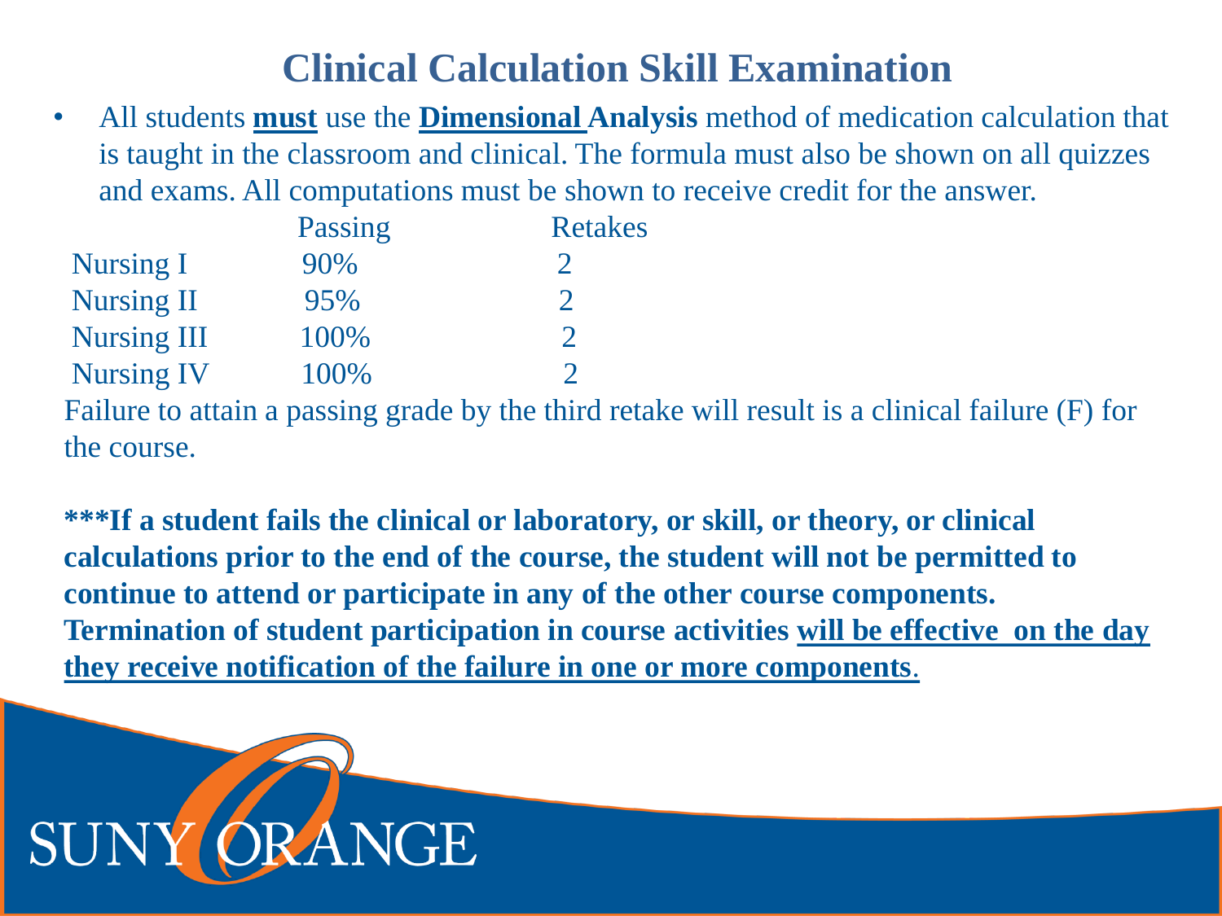# Clinical Calculation Skill Examination

- All students **must** use the **Dimensional Analysis** method of medication calculation that is taught in the classroom and clinical. The formula must also be shown on all quizzes and exams. All computations must be shown to receive credit for the answer.

| | Passing | Retakes |
|---|---|---|
| Nursing I | 90% | 2 |
| Nursing II | 95% | 2 |
| Nursing III | 100% | 2 |
| Nursing IV | 100% | 2 |

Failure to attain a passing grade by the third retake will result is a clinical failure (F) for the course.

**\*\*\*If a student fails the clinical or laboratory, or skill, or theory, or clinical calculations prior to the end of the course, the student will not be permitted to continue to attend or participate in any of the other course components. Termination of student participation in course activities <u>will be effective on the day they receive notification of the failure in one or more components</u>.**

SUNY ORANGE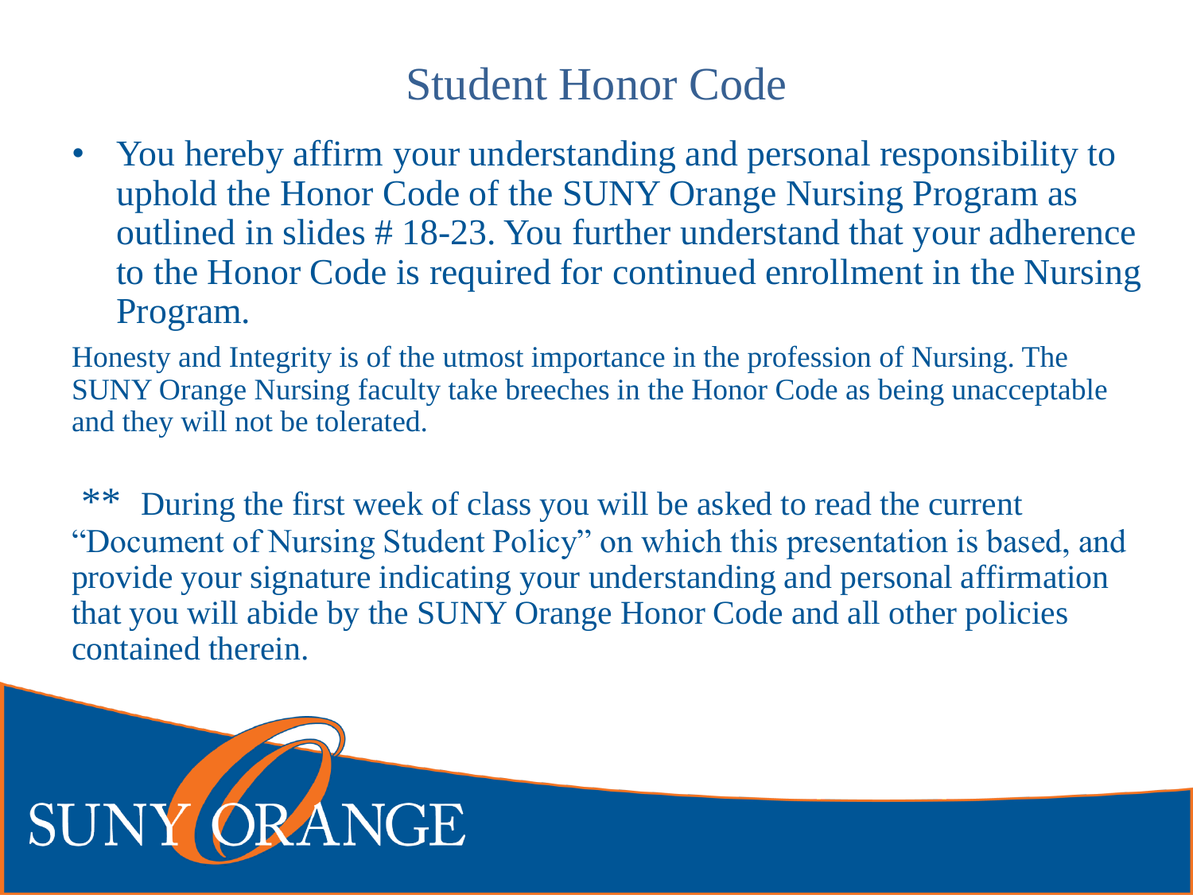# Student Honor Code

- You hereby affirm your understanding and personal responsibility to uphold the Honor Code of the SUNY Orange Nursing Program as outlined in slides # 18-23. You further understand that your adherence to the Honor Code is required for continued enrollment in the Nursing Program.

Honesty and Integrity is of the utmost importance in the profession of Nursing. The SUNY Orange Nursing faculty take breeches in the Honor Code as being unacceptable and they will not be tolerated.

** During the first week of class you will be asked to read the current "Document of Nursing Student Policy" on which this presentation is based, and provide your signature indicating your understanding and personal affirmation that you will abide by the SUNY Orange Honor Code and all other policies contained therein.

SUNY ORANGE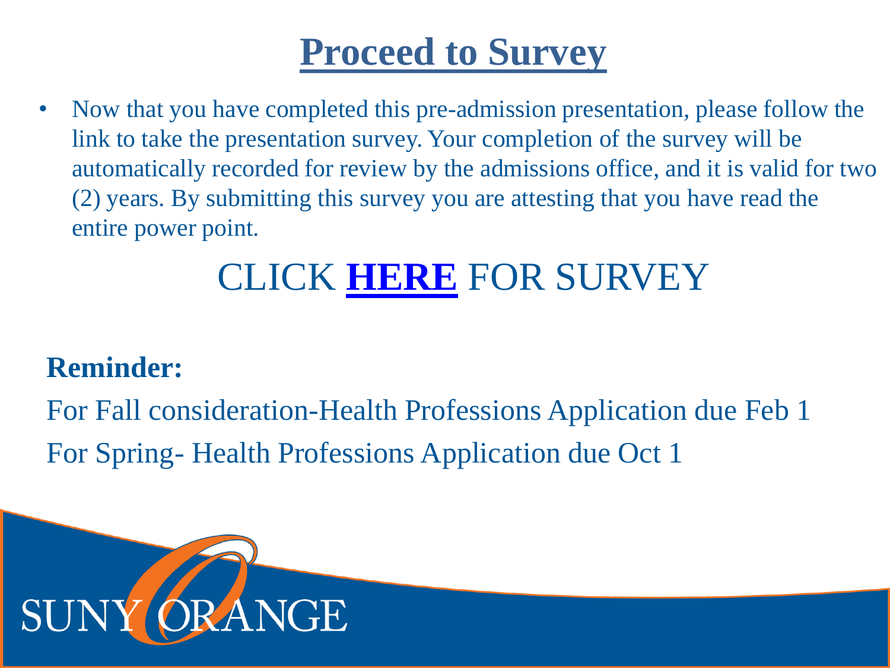# Proceed to Survey

- Now that you have completed this pre-admission presentation, please follow the link to take the presentation survey. Your completion of the survey will be automatically recorded for review by the admissions office, and it is valid for two (2) years. By submitting this survey you are attesting that you have read the entire power point.

CLICK **HERE** FOR SURVEY

**Reminder:**

For Fall consideration-Health Professions Application due Feb 1

For Spring- Health Professions Application due Oct 1

SUNY ORANGE